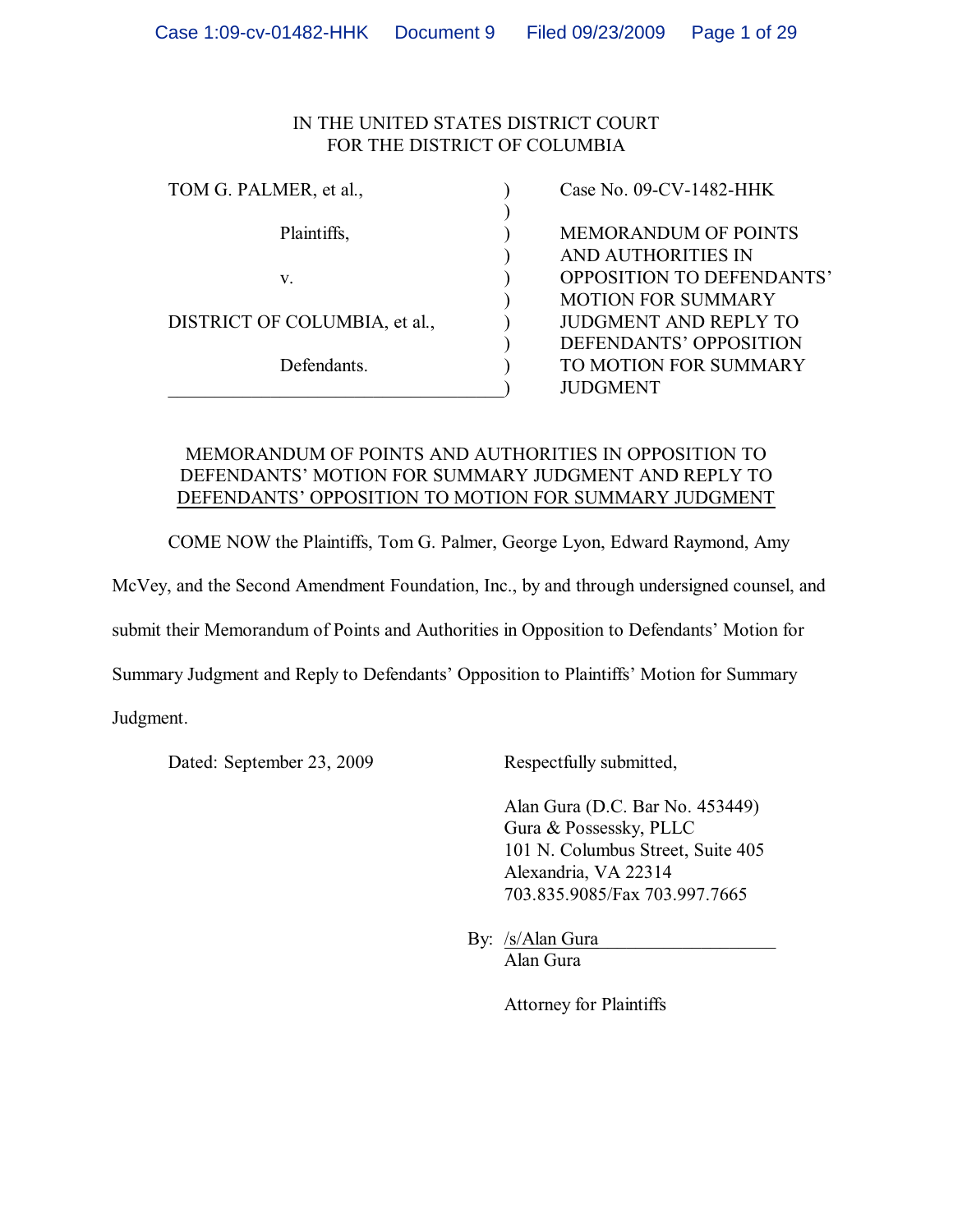IN THE UNITED STATES DISTRICT COURT
FOR THE DISTRICT OF COLUMBIA

| | | |
|---|---|---|
| TOM G. PALMER, et al., | ) | Case No. 09-CV-1482-HHK |
| Plaintiffs, | ) | MEMORANDUM OF POINTS AND AUTHORITIES IN OPPOSITION TO DEFENDANTS' MOTION FOR SUMMARY JUDGMENT AND REPLY TO DEFENDANTS' OPPOSITION TO MOTION FOR SUMMARY JUDGMENT |
| v. | ) | |
| DISTRICT OF COLUMBIA, et al., | ) | |
| Defendants. | ) | |

## MEMORANDUM OF POINTS AND AUTHORITIES IN OPPOSITION TO DEFENDANTS' MOTION FOR SUMMARY JUDGMENT AND REPLY TO DEFENDANTS' OPPOSITION TO MOTION FOR SUMMARY JUDGMENT

COME NOW the Plaintiffs, Tom G. Palmer, George Lyon, Edward Raymond, Amy McVey, and the Second Amendment Foundation, Inc., by and through undersigned counsel, and submit their Memorandum of Points and Authorities in Opposition to Defendants' Motion for Summary Judgment and Reply to Defendants' Opposition to Plaintiffs' Motion for Summary Judgment.

Dated: September 23, 2009

Respectfully submitted,

Alan Gura (D.C. Bar No. 453449)
Gura & Possessky, PLLC
101 N. Columbus Street, Suite 405
Alexandria, VA 22314
703.835.9085/Fax 703.997.7665

By: /s/Alan Gura
Alan Gura

Attorney for Plaintiffs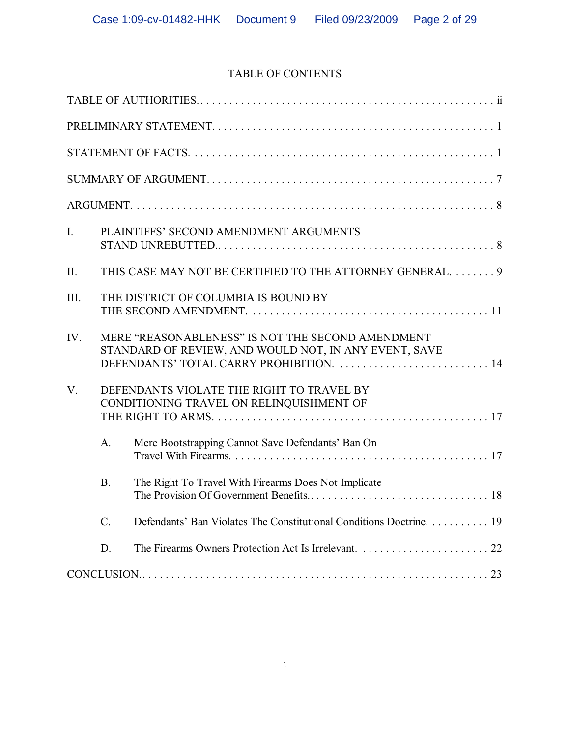# TABLE OF CONTENTS

TABLE OF AUTHORITIES. . . . . . . . . . . . . . . . . . . . . . . . . . . . . . . . . . . . . . . . . . . . . . . . . . . . ii

PRELIMINARY STATEMENT. . . . . . . . . . . . . . . . . . . . . . . . . . . . . . . . . . . . . . . . . . . . . . . . . 1

STATEMENT OF FACTS. . . . . . . . . . . . . . . . . . . . . . . . . . . . . . . . . . . . . . . . . . . . . . . . . . . . 1

SUMMARY OF ARGUMENT. . . . . . . . . . . . . . . . . . . . . . . . . . . . . . . . . . . . . . . . . . . . . . . . . 7

ARGUMENT. . . . . . . . . . . . . . . . . . . . . . . . . . . . . . . . . . . . . . . . . . . . . . . . . . . . . . . . . . . . . . 8

I. PLAINTIFFS' SECOND AMENDMENT ARGUMENTS STAND UNREBUTTED.. . . . . . . . . . . . . . . . . . . . . . . . . . . . . . . . . . . . . . . . . . . . . . 8

II. THIS CASE MAY NOT BE CERTIFIED TO THE ATTORNEY GENERAL. . . . . . . . 9

III. THE DISTRICT OF COLUMBIA IS BOUND BY THE SECOND AMENDMENT. . . . . . . . . . . . . . . . . . . . . . . . . . . . . . . . . . . . . . . . . 11

IV. MERE "REASONABLENESS" IS NOT THE SECOND AMENDMENT STANDARD OF REVIEW, AND WOULD NOT, IN ANY EVENT, SAVE DEFENDANTS' TOTAL CARRY PROHIBITION. . . . . . . . . . . . . . . . . . . . . . . . . . . 14

V. DEFENDANTS VIOLATE THE RIGHT TO TRAVEL BY CONDITIONING TRAVEL ON RELINQUISHMENT OF THE RIGHT TO ARMS. . . . . . . . . . . . . . . . . . . . . . . . . . . . . . . . . . . . . . . . . . . . . . . 17

A. Mere Bootstrapping Cannot Save Defendants' Ban On Travel With Firearms. . . . . . . . . . . . . . . . . . . . . . . . . . . . . . . . . . . . . . . . . . . . 17

B. The Right To Travel With Firearms Does Not Implicate The Provision Of Government Benefits.. . . . . . . . . . . . . . . . . . . . . . . . . . . . . . 18

C. Defendants' Ban Violates The Constitutional Conditions Doctrine. . . . . . . . . . . 19

D. The Firearms Owners Protection Act Is Irrelevant. . . . . . . . . . . . . . . . . . . . . . . 22

CONCLUSION.. . . . . . . . . . . . . . . . . . . . . . . . . . . . . . . . . . . . . . . . . . . . . . . . . . . . . . . . . . . 23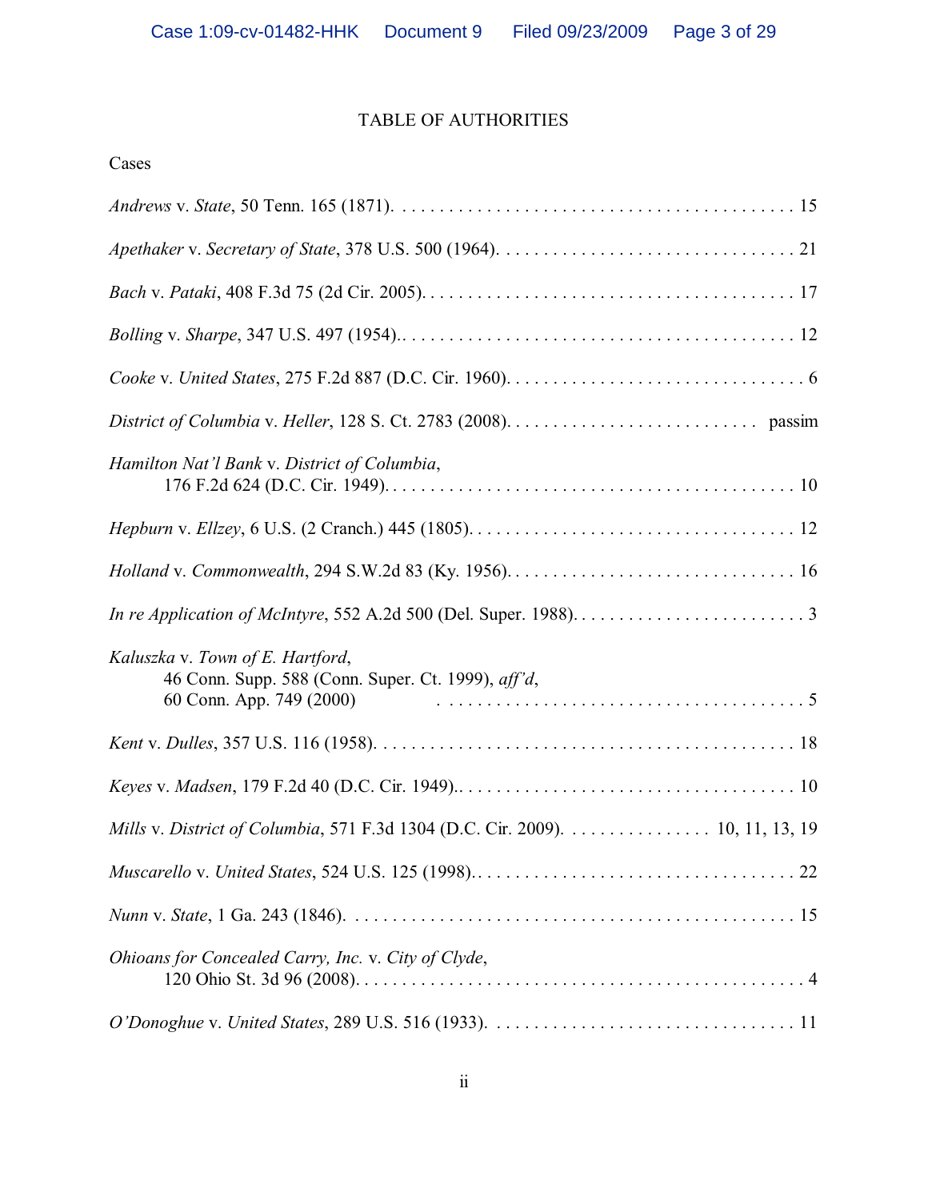# TABLE OF AUTHORITIES

Cases

*Andrews* v. *State*, 50 Tenn. 165 (1871). . . . . . . . . . . . . . . . . . . . . . . . . . . . . . . . . . . . . . . . . . . 15

*Apethaker* v. *Secretary of State*, 378 U.S. 500 (1964). . . . . . . . . . . . . . . . . . . . . . . . . . . . . . . . 21

*Bach* v. *Pataki*, 408 F.3d 75 (2d Cir. 2005). . . . . . . . . . . . . . . . . . . . . . . . . . . . . . . . . . . . . . . . 17

*Bolling* v. *Sharpe*, 347 U.S. 497 (1954).. . . . . . . . . . . . . . . . . . . . . . . . . . . . . . . . . . . . . . . . . . 12

*Cooke* v. *United States*, 275 F.2d 887 (D.C. Cir. 1960). . . . . . . . . . . . . . . . . . . . . . . . . . . . . . . . 6

*District of Columbia* v. *Heller*, 128 S. Ct. 2783 (2008). . . . . . . . . . . . . . . . . . . . . . . . . . . . passim

*Hamilton Nat'l Bank* v. *District of Columbia*,
176 F.2d 624 (D.C. Cir. 1949). . . . . . . . . . . . . . . . . . . . . . . . . . . . . . . . . . . . . . . . . . . . 10

*Hepburn* v. *Ellzey*, 6 U.S. (2 Cranch.) 445 (1805). . . . . . . . . . . . . . . . . . . . . . . . . . . . . . . . . . . 12

*Holland* v. *Commonwealth*, 294 S.W.2d 83 (Ky. 1956). . . . . . . . . . . . . . . . . . . . . . . . . . . . . . . 16

*In re Application of McIntyre*, 552 A.2d 500 (Del. Super. 1988). . . . . . . . . . . . . . . . . . . . . . . . . 3

*Kaluszka* v. *Town of E. Hartford*,
46 Conn. Supp. 588 (Conn. Super. Ct. 1999), *aff'd*,
60 Conn. App. 749 (2000) . . . . . . . . . . . . . . . . . . . . . . . . . . . . . . . . . . . . . . 5

*Kent* v. *Dulles*, 357 U.S. 116 (1958). . . . . . . . . . . . . . . . . . . . . . . . . . . . . . . . . . . . . . . . . . . . . 18

*Keyes* v. *Madsen*, 179 F.2d 40 (D.C. Cir. 1949).. . . . . . . . . . . . . . . . . . . . . . . . . . . . . . . . . . . . 10

*Mills* v. *District of Columbia*, 571 F.3d 1304 (D.C. Cir. 2009). . . . . . . . . . . . . . . . 10, 11, 13, 19

*Muscarello* v. *United States*, 524 U.S. 125 (1998).. . . . . . . . . . . . . . . . . . . . . . . . . . . . . . . . . . 22

*Nunn* v. *State*, 1 Ga. 243 (1846). . . . . . . . . . . . . . . . . . . . . . . . . . . . . . . . . . . . . . . . . . . . . . . . 15

*Ohioans for Concealed Carry, Inc.* v. *City of Clyde*,
120 Ohio St. 3d 96 (2008). . . . . . . . . . . . . . . . . . . . . . . . . . . . . . . . . . . . . . . . . . . . . . . . 4

*O'Donoghue* v. *United States*, 289 U.S. 516 (1933). . . . . . . . . . . . . . . . . . . . . . . . . . . . . . . . . 11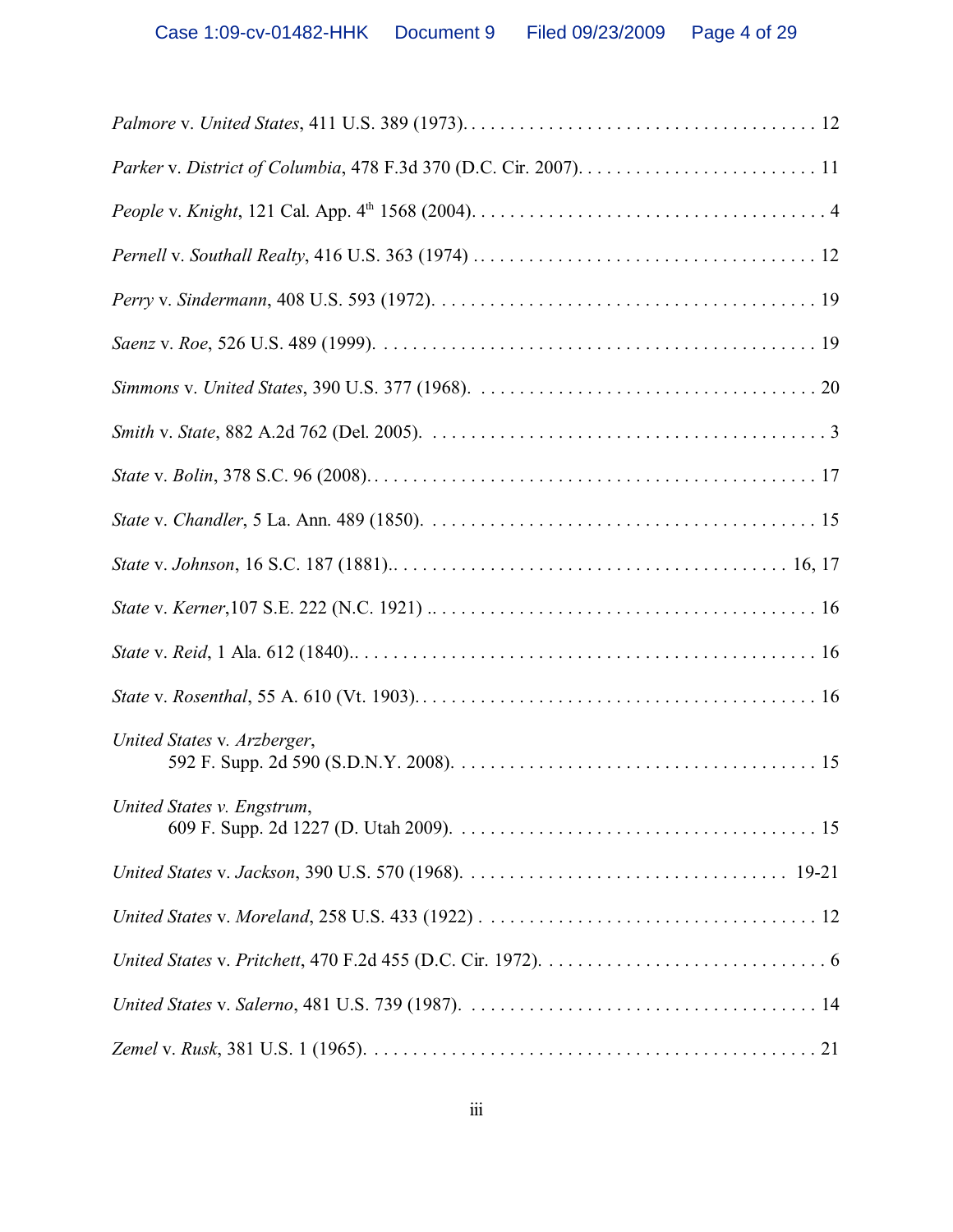*Palmore* v. *United States*, 411 U.S. 389 (1973). . . . . . . . . . . . . . . . . . . . . . . . . . . . . . . . . . . . . 12

*Parker* v. *District of Columbia*, 478 F.3d 370 (D.C. Cir. 2007). . . . . . . . . . . . . . . . . . . . . . . . . . 11

*People* v. *Knight*, 121 Cal. App. 4th 1568 (2004). . . . . . . . . . . . . . . . . . . . . . . . . . . . . . . . . . . . . 4

*Pernell* v. *Southall Realty*, 416 U.S. 363 (1974) . . . . . . . . . . . . . . . . . . . . . . . . . . . . . . . . . . . . 12

*Perry* v. *Sindermann*, 408 U.S. 593 (1972). . . . . . . . . . . . . . . . . . . . . . . . . . . . . . . . . . . . . . . . 19

*Saenz* v. *Roe*, 526 U.S. 489 (1999). . . . . . . . . . . . . . . . . . . . . . . . . . . . . . . . . . . . . . . . . . . . . . 19

*Simmons* v. *United States*, 390 U.S. 377 (1968). . . . . . . . . . . . . . . . . . . . . . . . . . . . . . . . . . . . 20

*Smith* v. *State*, 882 A.2d 762 (Del. 2005). . . . . . . . . . . . . . . . . . . . . . . . . . . . . . . . . . . . . . . . . . 3

*State* v. *Bolin*, 378 S.C. 96 (2008). . . . . . . . . . . . . . . . . . . . . . . . . . . . . . . . . . . . . . . . . . . . . . . 17

*State* v. *Chandler*, 5 La. Ann. 489 (1850). . . . . . . . . . . . . . . . . . . . . . . . . . . . . . . . . . . . . . . . . 15

*State* v. *Johnson*, 16 S.C. 187 (1881).. . . . . . . . . . . . . . . . . . . . . . . . . . . . . . . . . . . . . . . . . 16, 17

*State* v. *Kerner*,107 S.E. 222 (N.C. 1921) .. . . . . . . . . . . . . . . . . . . . . . . . . . . . . . . . . . . . . . . . 16

*State* v. *Reid*, 1 Ala. 612 (1840).. . . . . . . . . . . . . . . . . . . . . . . . . . . . . . . . . . . . . . . . . . . . . . . . 16

*State* v. *Rosenthal*, 55 A. 610 (Vt. 1903). . . . . . . . . . . . . . . . . . . . . . . . . . . . . . . . . . . . . . . . . . 16

*United States* v. *Arzberger*,
592 F. Supp. 2d 590 (S.D.N.Y. 2008). . . . . . . . . . . . . . . . . . . . . . . . . . . . . . . . . . . . . . 15

*United States v. Engstrum*,
609 F. Supp. 2d 1227 (D. Utah 2009). . . . . . . . . . . . . . . . . . . . . . . . . . . . . . . . . . . . . . 15

*United States* v. *Jackson*, 390 U.S. 570 (1968). . . . . . . . . . . . . . . . . . . . . . . . . . . . . . . . . . . 19-21

*United States* v. *Moreland*, 258 U.S. 433 (1922) . . . . . . . . . . . . . . . . . . . . . . . . . . . . . . . . . . . . 12

*United States* v. *Pritchett*, 470 F.2d 455 (D.C. Cir. 1972). . . . . . . . . . . . . . . . . . . . . . . . . . . . . . . 6

*United States* v. *Salerno*, 481 U.S. 739 (1987). . . . . . . . . . . . . . . . . . . . . . . . . . . . . . . . . . . . . . 14

*Zemel* v. *Rusk*, 381 U.S. 1 (1965). . . . . . . . . . . . . . . . . . . . . . . . . . . . . . . . . . . . . . . . . . . . . . . 21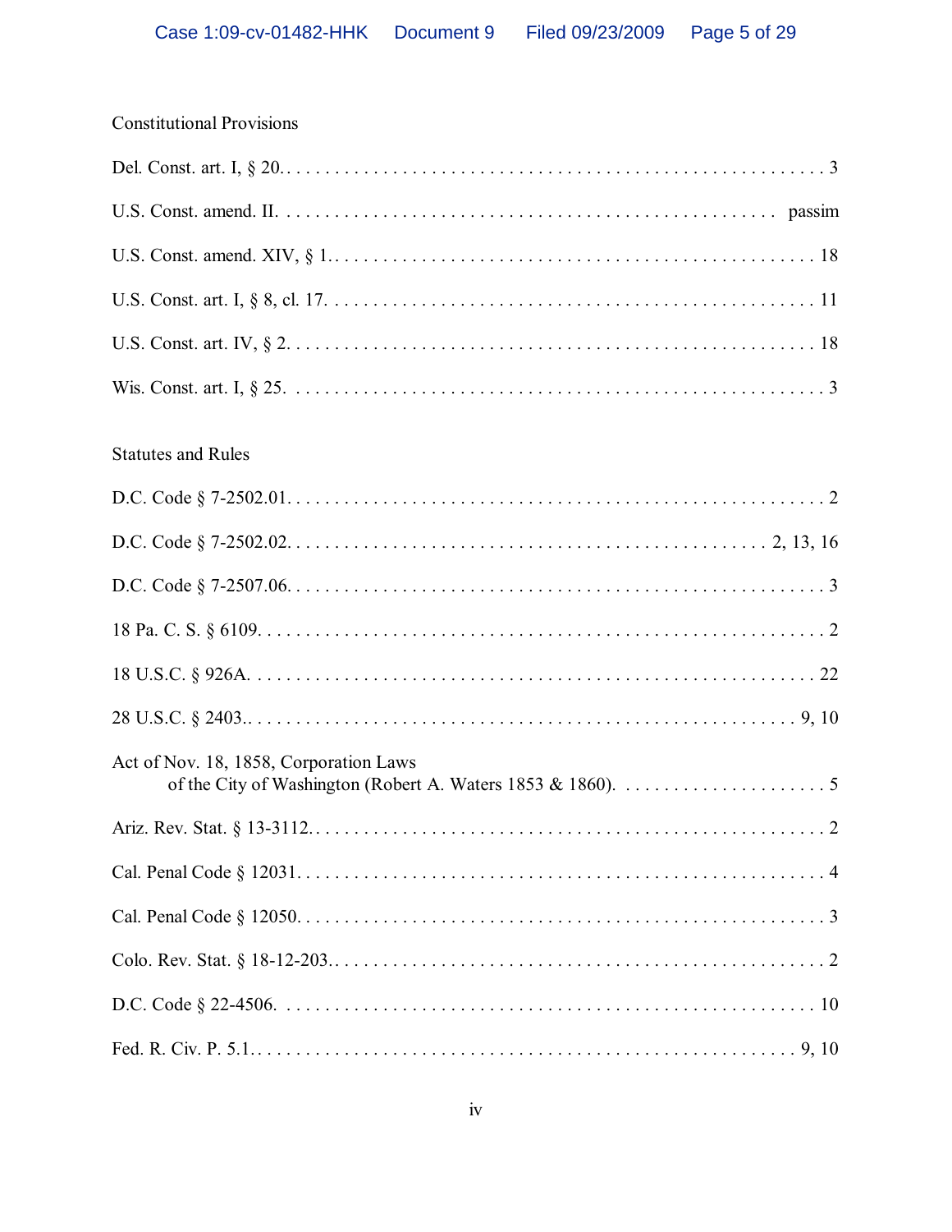Constitutional Provisions

Del. Const. art. I, § 20. . . . . . . . . . . . . . . . . . . . . . . . . . . . . . . . . . . . . . . . . . . . . . . . . . . . . . . . 3

U.S. Const. amend. II. . . . . . . . . . . . . . . . . . . . . . . . . . . . . . . . . . . . . . . . . . . . . . . . . . passim

U.S. Const. amend. XIV, § 1. . . . . . . . . . . . . . . . . . . . . . . . . . . . . . . . . . . . . . . . . . . . . . . . . . 18

U.S. Const. art. I, § 8, cl. 17. . . . . . . . . . . . . . . . . . . . . . . . . . . . . . . . . . . . . . . . . . . . . . . . . . 11

U.S. Const. art. IV, § 2. . . . . . . . . . . . . . . . . . . . . . . . . . . . . . . . . . . . . . . . . . . . . . . . . . . . . . 18

Wis. Const. art. I, § 25. . . . . . . . . . . . . . . . . . . . . . . . . . . . . . . . . . . . . . . . . . . . . . . . . . . . . . . 3

Statutes and Rules

D.C. Code § 7-2502.01. . . . . . . . . . . . . . . . . . . . . . . . . . . . . . . . . . . . . . . . . . . . . . . . . . . . . . . 2

D.C. Code § 7-2502.02. . . . . . . . . . . . . . . . . . . . . . . . . . . . . . . . . . . . . . . . . . . . . . . . 2, 13, 16

D.C. Code § 7-2507.06. . . . . . . . . . . . . . . . . . . . . . . . . . . . . . . . . . . . . . . . . . . . . . . . . . . . . . . 3

18 Pa. C. S. § 6109. . . . . . . . . . . . . . . . . . . . . . . . . . . . . . . . . . . . . . . . . . . . . . . . . . . . . . . . . . 2

18 U.S.C. § 926A. . . . . . . . . . . . . . . . . . . . . . . . . . . . . . . . . . . . . . . . . . . . . . . . . . . . . . . . . . 22

28 U.S.C. § 2403.. . . . . . . . . . . . . . . . . . . . . . . . . . . . . . . . . . . . . . . . . . . . . . . . . . . . . . . . 9, 10

Act of Nov. 18, 1858, Corporation Laws
of the City of Washington (Robert A. Waters 1853 & 1860). . . . . . . . . . . . . . . . . . . . . . . 5

Ariz. Rev. Stat. § 13-3112.. . . . . . . . . . . . . . . . . . . . . . . . . . . . . . . . . . . . . . . . . . . . . . . . . . . . . 2

Cal. Penal Code § 12031. . . . . . . . . . . . . . . . . . . . . . . . . . . . . . . . . . . . . . . . . . . . . . . . . . . . . . 4

Cal. Penal Code § 12050. . . . . . . . . . . . . . . . . . . . . . . . . . . . . . . . . . . . . . . . . . . . . . . . . . . . . . 3

Colo. Rev. Stat. § 18-12-203.. . . . . . . . . . . . . . . . . . . . . . . . . . . . . . . . . . . . . . . . . . . . . . . . . . . 2

D.C. Code § 22-4506. . . . . . . . . . . . . . . . . . . . . . . . . . . . . . . . . . . . . . . . . . . . . . . . . . . . . . . . 10

Fed. R. Civ. P. 5.1.. . . . . . . . . . . . . . . . . . . . . . . . . . . . . . . . . . . . . . . . . . . . . . . . . . . . . . . . 9, 10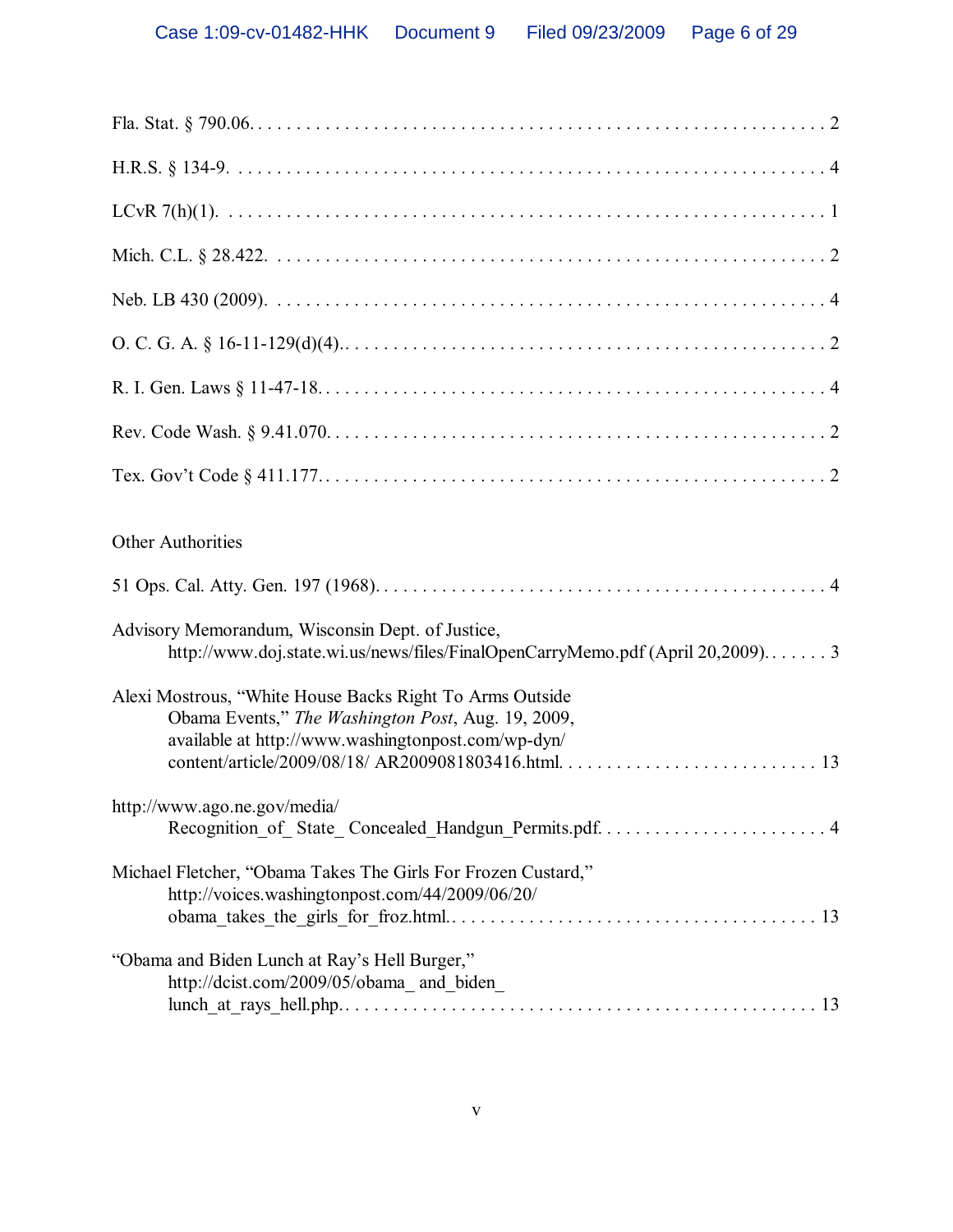Fla. Stat. § 790.06. . . . . . . . . . . . . . . . . . . . . . . . . . . . . . . . . . . . . . . . . . . . . . . . . . . . . . . . . . . . . 2

H.R.S. § 134-9. . . . . . . . . . . . . . . . . . . . . . . . . . . . . . . . . . . . . . . . . . . . . . . . . . . . . . . . . . . . . . 4

LCvR 7(h)(1). . . . . . . . . . . . . . . . . . . . . . . . . . . . . . . . . . . . . . . . . . . . . . . . . . . . . . . . . . . . . . 1

Mich. C.L. § 28.422. . . . . . . . . . . . . . . . . . . . . . . . . . . . . . . . . . . . . . . . . . . . . . . . . . . . . . . . . . 2

Neb. LB 430 (2009). . . . . . . . . . . . . . . . . . . . . . . . . . . . . . . . . . . . . . . . . . . . . . . . . . . . . . . . . . 4

O. C. G. A. § 16-11-129(d)(4).. . . . . . . . . . . . . . . . . . . . . . . . . . . . . . . . . . . . . . . . . . . . . . . . . . 2

R. I. Gen. Laws § 11-47-18. . . . . . . . . . . . . . . . . . . . . . . . . . . . . . . . . . . . . . . . . . . . . . . . . . . . 4

Rev. Code Wash. § 9.41.070. . . . . . . . . . . . . . . . . . . . . . . . . . . . . . . . . . . . . . . . . . . . . . . . . . . . 2

Tex. Gov't Code § 411.177. . . . . . . . . . . . . . . . . . . . . . . . . . . . . . . . . . . . . . . . . . . . . . . . . . . . . 2

Other Authorities

51 Ops. Cal. Atty. Gen. 197 (1968). . . . . . . . . . . . . . . . . . . . . . . . . . . . . . . . . . . . . . . . . . . . . . . 4

Advisory Memorandum, Wisconsin Dept. of Justice,
http://www.doj.state.wi.us/news/files/FinalOpenCarryMemo.pdf (April 20,2009). . . . . . . 3

Alexi Mostrous, "White House Backs Right To Arms Outside Obama Events," *The Washington Post*, Aug. 19, 2009, available at http://www.washingtonpost.com/wp-dyn/ content/article/2009/08/18/ AR2009081803416.html. . . . . . . . . . . . . . . . . . . . . . . . . . . 13

http://www.ago.ne.gov/media/
Recognition_of_ State_ Concealed_Handgun_Permits.pdf. . . . . . . . . . . . . . . . . . . . . . . . . 4

Michael Fletcher, "Obama Takes The Girls For Frozen Custard," http://voices.washingtonpost.com/44/2009/06/20/ obama_takes_the_girls_for_froz.html.. . . . . . . . . . . . . . . . . . . . . . . . . . . . . . . . . . . . . 13

"Obama and Biden Lunch at Ray's Hell Burger," http://dcist.com/2009/05/obama_ and_biden_ lunch_at_rays_hell.php.. . . . . . . . . . . . . . . . . . . . . . . . . . . . . . . . . . . . . . . . . . . . . . . . 13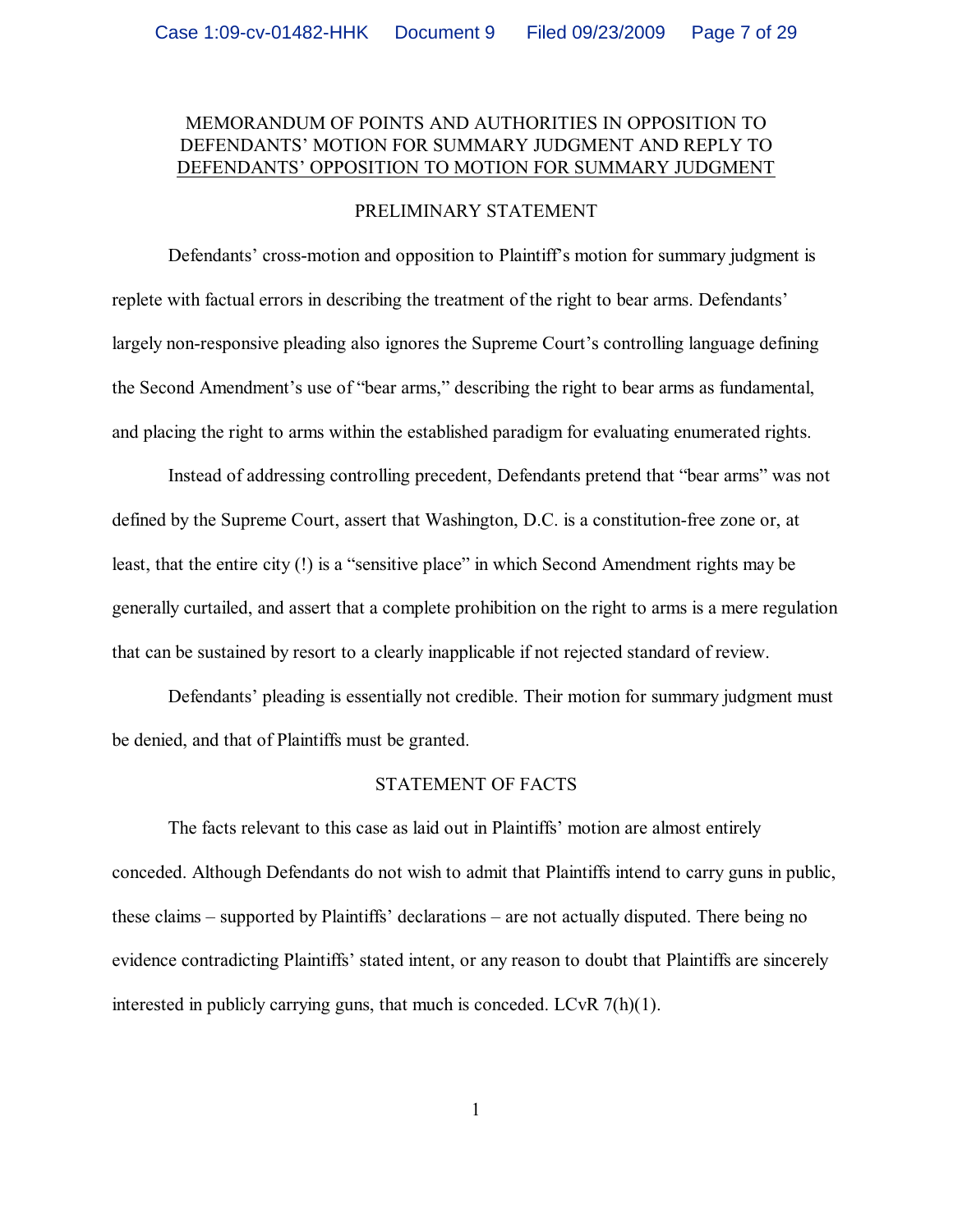# MEMORANDUM OF POINTS AND AUTHORITIES IN OPPOSITION TO DEFENDANTS' MOTION FOR SUMMARY JUDGMENT AND REPLY TO DEFENDANTS' OPPOSITION TO MOTION FOR SUMMARY JUDGMENT

## PRELIMINARY STATEMENT

Defendants' cross-motion and opposition to Plaintiff's motion for summary judgment is replete with factual errors in describing the treatment of the right to bear arms. Defendants' largely non-responsive pleading also ignores the Supreme Court's controlling language defining the Second Amendment's use of "bear arms," describing the right to bear arms as fundamental, and placing the right to arms within the established paradigm for evaluating enumerated rights.

Instead of addressing controlling precedent, Defendants pretend that "bear arms" was not defined by the Supreme Court, assert that Washington, D.C. is a constitution-free zone or, at least, that the entire city (!) is a "sensitive place" in which Second Amendment rights may be generally curtailed, and assert that a complete prohibition on the right to arms is a mere regulation that can be sustained by resort to a clearly inapplicable if not rejected standard of review.

Defendants' pleading is essentially not credible. Their motion for summary judgment must be denied, and that of Plaintiffs must be granted.

## STATEMENT OF FACTS

The facts relevant to this case as laid out in Plaintiffs' motion are almost entirely conceded. Although Defendants do not wish to admit that Plaintiffs intend to carry guns in public, these claims – supported by Plaintiffs' declarations – are not actually disputed. There being no evidence contradicting Plaintiffs' stated intent, or any reason to doubt that Plaintiffs are sincerely interested in publicly carrying guns, that much is conceded. LCvR 7(h)(1).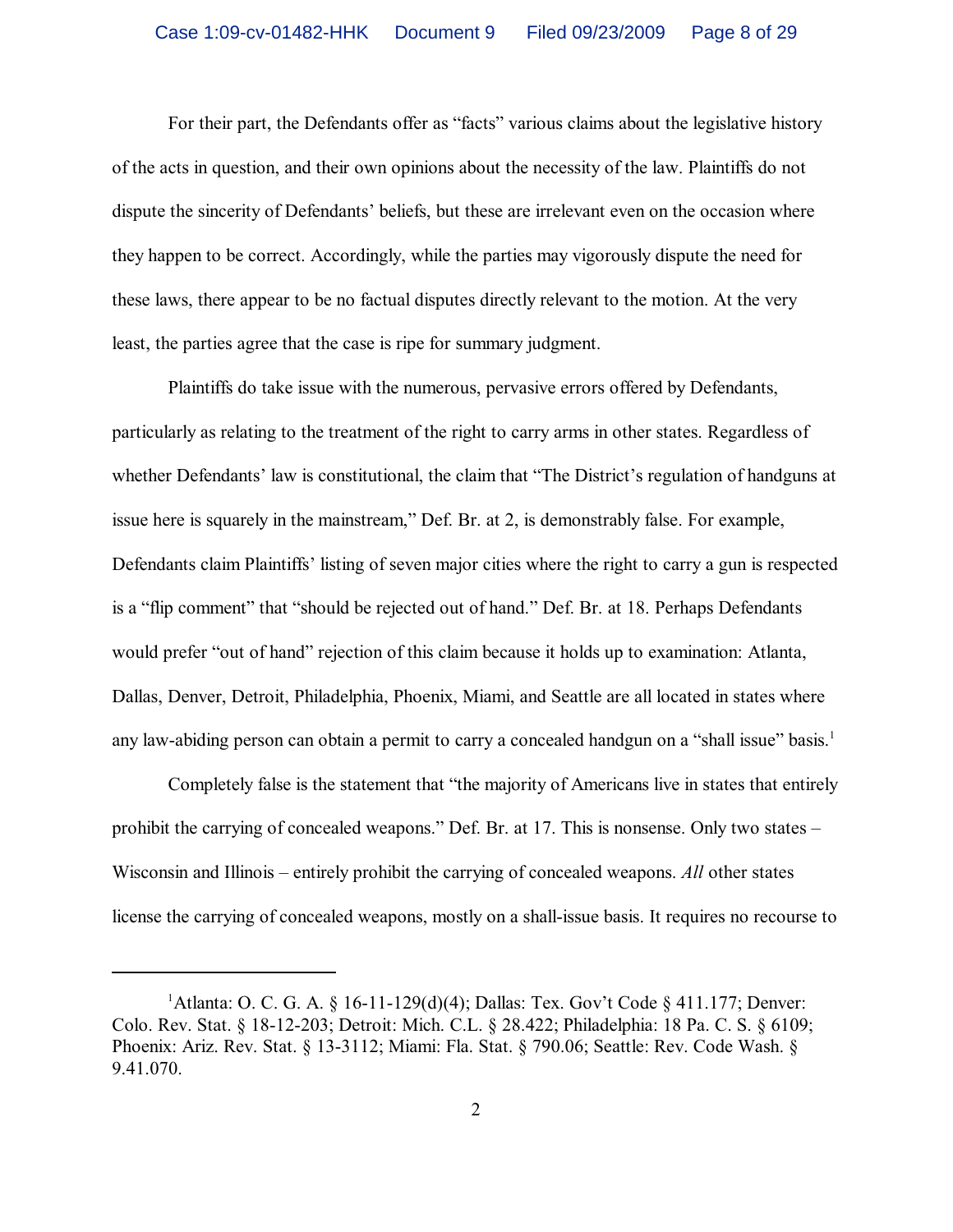For their part, the Defendants offer as "facts" various claims about the legislative history of the acts in question, and their own opinions about the necessity of the law. Plaintiffs do not dispute the sincerity of Defendants' beliefs, but these are irrelevant even on the occasion where they happen to be correct. Accordingly, while the parties may vigorously dispute the need for these laws, there appear to be no factual disputes directly relevant to the motion. At the very least, the parties agree that the case is ripe for summary judgment.

Plaintiffs do take issue with the numerous, pervasive errors offered by Defendants, particularly as relating to the treatment of the right to carry arms in other states. Regardless of whether Defendants' law is constitutional, the claim that "The District's regulation of handguns at issue here is squarely in the mainstream," Def. Br. at 2, is demonstrably false. For example, Defendants claim Plaintiffs' listing of seven major cities where the right to carry a gun is respected is a "flip comment" that "should be rejected out of hand." Def. Br. at 18. Perhaps Defendants would prefer "out of hand" rejection of this claim because it holds up to examination: Atlanta, Dallas, Denver, Detroit, Philadelphia, Phoenix, Miami, and Seattle are all located in states where any law-abiding person can obtain a permit to carry a concealed handgun on a "shall issue" basis.[1]

Completely false is the statement that "the majority of Americans live in states that entirely prohibit the carrying of concealed weapons." Def. Br. at 17. This is nonsense. Only two states – Wisconsin and Illinois – entirely prohibit the carrying of concealed weapons. *All* other states license the carrying of concealed weapons, mostly on a shall-issue basis. It requires no recourse to

---

[1] Atlanta: O. C. G. A. § 16-11-129(d)(4); Dallas: Tex. Gov't Code § 411.177; Denver: Colo. Rev. Stat. § 18-12-203; Detroit: Mich. C.L. § 28.422; Philadelphia: 18 Pa. C. S. § 6109; Phoenix: Ariz. Rev. Stat. § 13-3112; Miami: Fla. Stat. § 790.06; Seattle: Rev. Code Wash. § 9.41.070.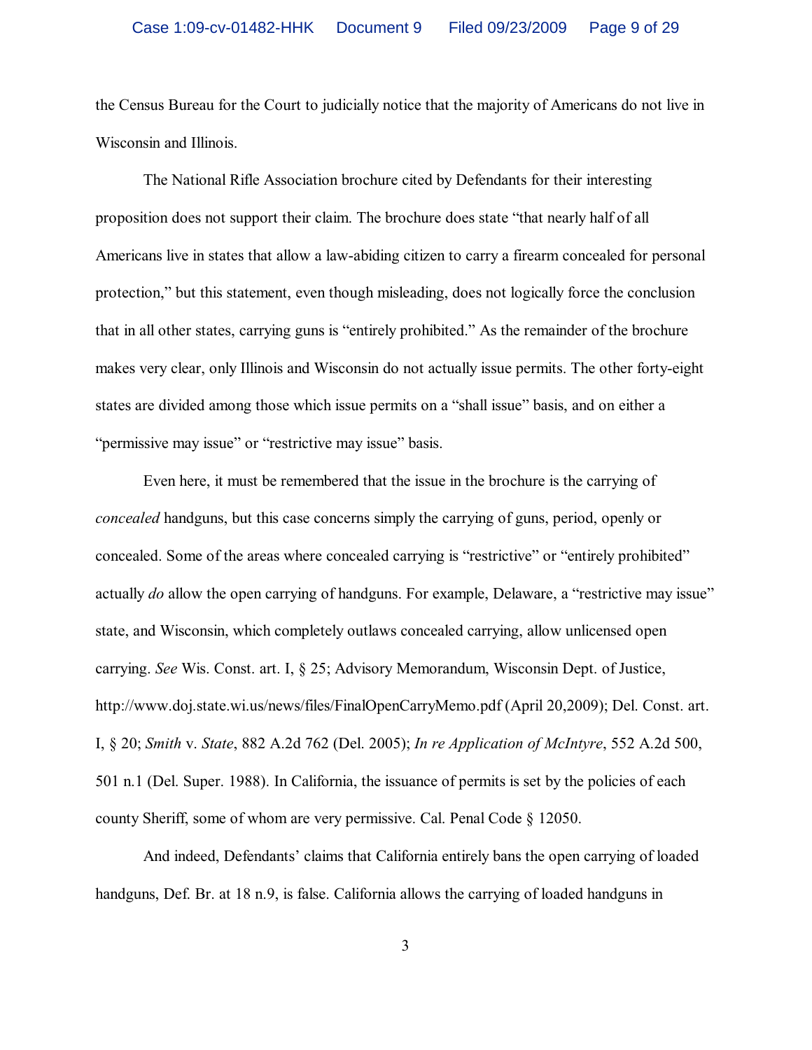the Census Bureau for the Court to judicially notice that the majority of Americans do not live in Wisconsin and Illinois.

The National Rifle Association brochure cited by Defendants for their interesting proposition does not support their claim. The brochure does state "that nearly half of all Americans live in states that allow a law-abiding citizen to carry a firearm concealed for personal protection," but this statement, even though misleading, does not logically force the conclusion that in all other states, carrying guns is "entirely prohibited." As the remainder of the brochure makes very clear, only Illinois and Wisconsin do not actually issue permits. The other forty-eight states are divided among those which issue permits on a "shall issue" basis, and on either a "permissive may issue" or "restrictive may issue" basis.

Even here, it must be remembered that the issue in the brochure is the carrying of *concealed* handguns, but this case concerns simply the carrying of guns, period, openly or concealed. Some of the areas where concealed carrying is "restrictive" or "entirely prohibited" actually *do* allow the open carrying of handguns. For example, Delaware, a "restrictive may issue" state, and Wisconsin, which completely outlaws concealed carrying, allow unlicensed open carrying. *See* Wis. Const. art. I, § 25; Advisory Memorandum, Wisconsin Dept. of Justice, http://www.doj.state.wi.us/news/files/FinalOpenCarryMemo.pdf (April 20,2009); Del. Const. art. I, § 20; *Smith* v. *State*, 882 A.2d 762 (Del. 2005); *In re Application of McIntyre*, 552 A.2d 500, 501 n.1 (Del. Super. 1988). In California, the issuance of permits is set by the policies of each county Sheriff, some of whom are very permissive. Cal. Penal Code § 12050.

And indeed, Defendants' claims that California entirely bans the open carrying of loaded handguns, Def. Br. at 18 n.9, is false. California allows the carrying of loaded handguns in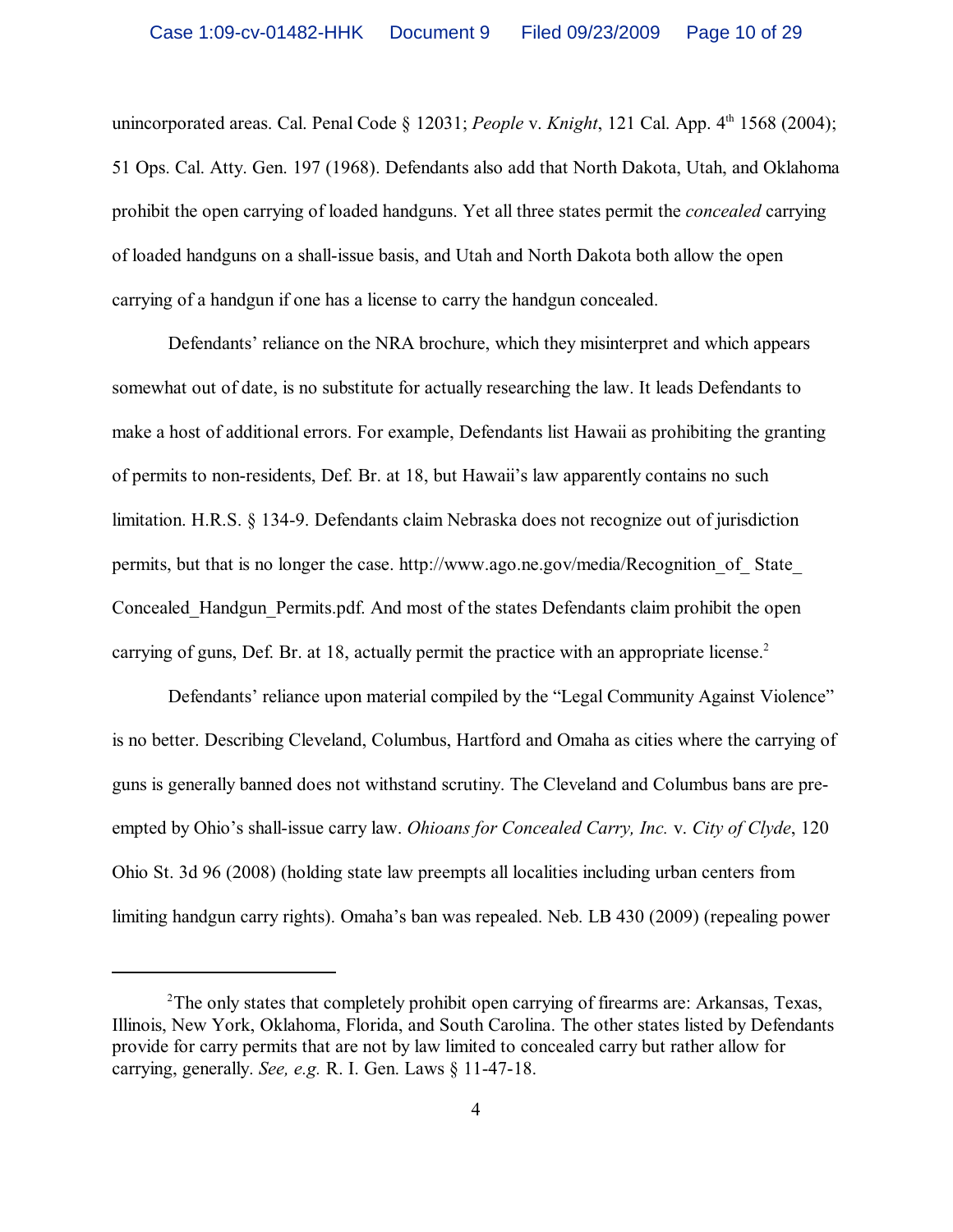unincorporated areas. Cal. Penal Code § 12031; *People* v. *Knight*, 121 Cal. App. 4th 1568 (2004); 51 Ops. Cal. Atty. Gen. 197 (1968). Defendants also add that North Dakota, Utah, and Oklahoma prohibit the open carrying of loaded handguns. Yet all three states permit the *concealed* carrying of loaded handguns on a shall-issue basis, and Utah and North Dakota both allow the open carrying of a handgun if one has a license to carry the handgun concealed.

Defendants' reliance on the NRA brochure, which they misinterpret and which appears somewhat out of date, is no substitute for actually researching the law. It leads Defendants to make a host of additional errors. For example, Defendants list Hawaii as prohibiting the granting of permits to non-residents, Def. Br. at 18, but Hawaii's law apparently contains no such limitation. H.R.S. § 134-9. Defendants claim Nebraska does not recognize out of jurisdiction permits, but that is no longer the case. http://www.ago.ne.gov/media/Recognition_of_ State_ Concealed_Handgun_Permits.pdf. And most of the states Defendants claim prohibit the open carrying of guns, Def. Br. at 18, actually permit the practice with an appropriate license.[2]

Defendants' reliance upon material compiled by the "Legal Community Against Violence" is no better. Describing Cleveland, Columbus, Hartford and Omaha as cities where the carrying of guns is generally banned does not withstand scrutiny. The Cleveland and Columbus bans are pre-empted by Ohio's shall-issue carry law. *Ohioans for Concealed Carry, Inc.* v. *City of Clyde*, 120 Ohio St. 3d 96 (2008) (holding state law preempts all localities including urban centers from limiting handgun carry rights). Omaha's ban was repealed. Neb. LB 430 (2009) (repealing power

---

[2]The only states that completely prohibit open carrying of firearms are: Arkansas, Texas, Illinois, New York, Oklahoma, Florida, and South Carolina. The other states listed by Defendants provide for carry permits that are not by law limited to concealed carry but rather allow for carrying, generally. *See, e.g.* R. I. Gen. Laws § 11-47-18.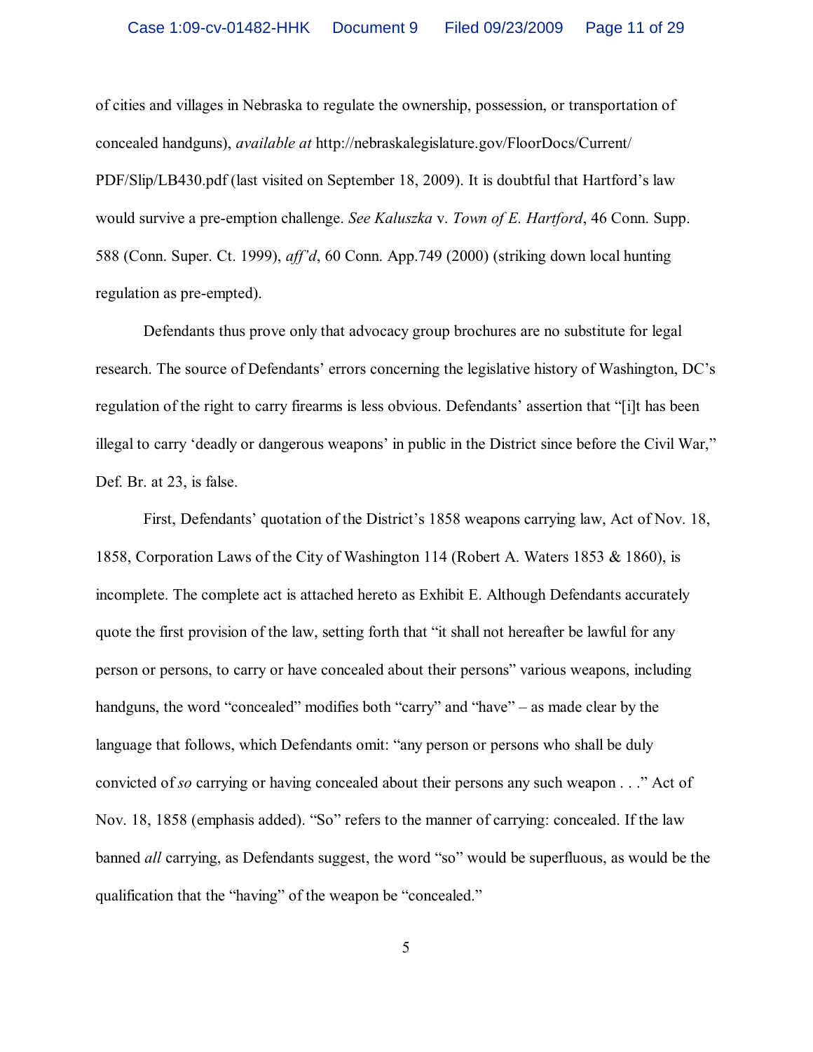of cities and villages in Nebraska to regulate the ownership, possession, or transportation of concealed handguns), *available at* http://nebraskalegislature.gov/FloorDocs/Current/PDF/Slip/LB430.pdf (last visited on September 18, 2009). It is doubtful that Hartford's law would survive a pre-emption challenge. *See Kaluszka* v. *Town of E. Hartford*, 46 Conn. Supp. 588 (Conn. Super. Ct. 1999), *aff'd*, 60 Conn. App.749 (2000) (striking down local hunting regulation as pre-empted).

Defendants thus prove only that advocacy group brochures are no substitute for legal research. The source of Defendants' errors concerning the legislative history of Washington, DC's regulation of the right to carry firearms is less obvious. Defendants' assertion that "[i]t has been illegal to carry 'deadly or dangerous weapons' in public in the District since before the Civil War," Def. Br. at 23, is false.

First, Defendants' quotation of the District's 1858 weapons carrying law, Act of Nov. 18, 1858, Corporation Laws of the City of Washington 114 (Robert A. Waters 1853 & 1860), is incomplete. The complete act is attached hereto as Exhibit E. Although Defendants accurately quote the first provision of the law, setting forth that "it shall not hereafter be lawful for any person or persons, to carry or have concealed about their persons" various weapons, including handguns, the word "concealed" modifies both "carry" and "have" – as made clear by the language that follows, which Defendants omit: "any person or persons who shall be duly convicted of *so* carrying or having concealed about their persons any such weapon . . ." Act of Nov. 18, 1858 (emphasis added). "So" refers to the manner of carrying: concealed. If the law banned *all* carrying, as Defendants suggest, the word "so" would be superfluous, as would be the qualification that the "having" of the weapon be "concealed."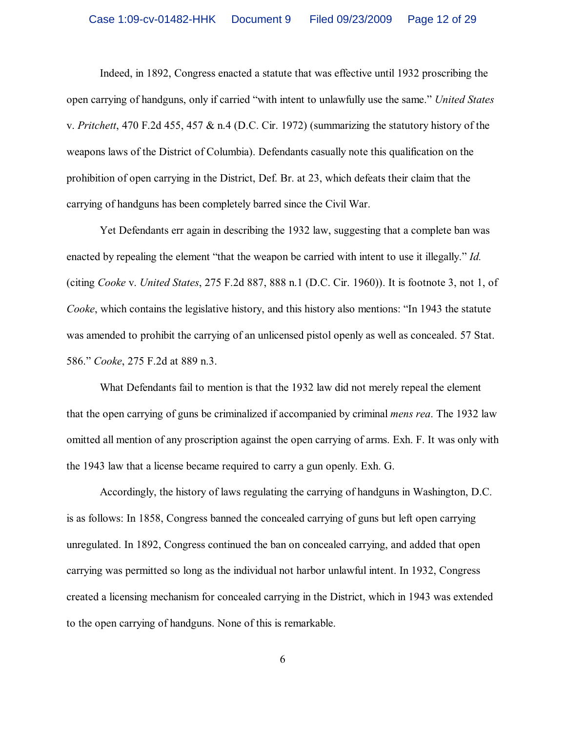Indeed, in 1892, Congress enacted a statute that was effective until 1932 proscribing the open carrying of handguns, only if carried "with intent to unlawfully use the same." *United States* v. *Pritchett*, 470 F.2d 455, 457 & n.4 (D.C. Cir. 1972) (summarizing the statutory history of the weapons laws of the District of Columbia). Defendants casually note this qualification on the prohibition of open carrying in the District, Def. Br. at 23, which defeats their claim that the carrying of handguns has been completely barred since the Civil War.

Yet Defendants err again in describing the 1932 law, suggesting that a complete ban was enacted by repealing the element "that the weapon be carried with intent to use it illegally." *Id.* (citing *Cooke* v. *United States*, 275 F.2d 887, 888 n.1 (D.C. Cir. 1960)). It is footnote 3, not 1, of *Cooke*, which contains the legislative history, and this history also mentions: "In 1943 the statute was amended to prohibit the carrying of an unlicensed pistol openly as well as concealed. 57 Stat. 586." *Cooke*, 275 F.2d at 889 n.3.

What Defendants fail to mention is that the 1932 law did not merely repeal the element that the open carrying of guns be criminalized if accompanied by criminal *mens rea*. The 1932 law omitted all mention of any proscription against the open carrying of arms. Exh. F. It was only with the 1943 law that a license became required to carry a gun openly. Exh. G.

Accordingly, the history of laws regulating the carrying of handguns in Washington, D.C. is as follows: In 1858, Congress banned the concealed carrying of guns but left open carrying unregulated. In 1892, Congress continued the ban on concealed carrying, and added that open carrying was permitted so long as the individual not harbor unlawful intent. In 1932, Congress created a licensing mechanism for concealed carrying in the District, which in 1943 was extended to the open carrying of handguns. None of this is remarkable.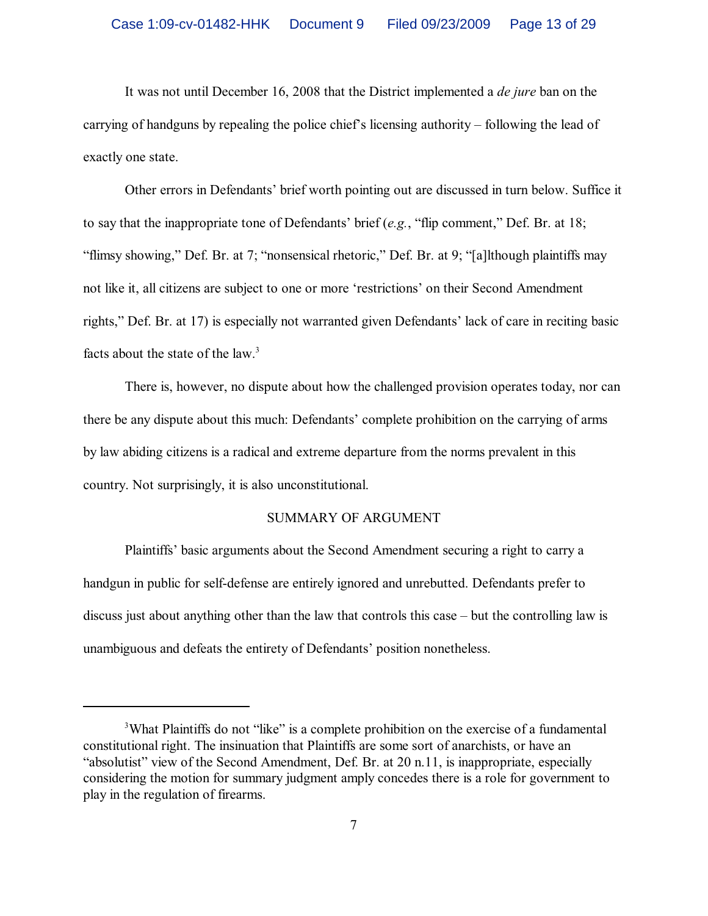It was not until December 16, 2008 that the District implemented a *de jure* ban on the carrying of handguns by repealing the police chief's licensing authority – following the lead of exactly one state.

Other errors in Defendants' brief worth pointing out are discussed in turn below. Suffice it to say that the inappropriate tone of Defendants' brief (*e.g.*, "flip comment," Def. Br. at 18; "flimsy showing," Def. Br. at 7; "nonsensical rhetoric," Def. Br. at 9; "[a]lthough plaintiffs may not like it, all citizens are subject to one or more 'restrictions' on their Second Amendment rights," Def. Br. at 17) is especially not warranted given Defendants' lack of care in reciting basic facts about the state of the law.[3]

There is, however, no dispute about how the challenged provision operates today, nor can there be any dispute about this much: Defendants' complete prohibition on the carrying of arms by law abiding citizens is a radical and extreme departure from the norms prevalent in this country. Not surprisingly, it is also unconstitutional.

## SUMMARY OF ARGUMENT

Plaintiffs' basic arguments about the Second Amendment securing a right to carry a handgun in public for self-defense are entirely ignored and unrebutted. Defendants prefer to discuss just about anything other than the law that controls this case – but the controlling law is unambiguous and defeats the entirety of Defendants' position nonetheless.

---

[3] What Plaintiffs do not "like" is a complete prohibition on the exercise of a fundamental constitutional right. The insinuation that Plaintiffs are some sort of anarchists, or have an "absolutist" view of the Second Amendment, Def. Br. at 20 n.11, is inappropriate, especially considering the motion for summary judgment amply concedes there is a role for government to play in the regulation of firearms.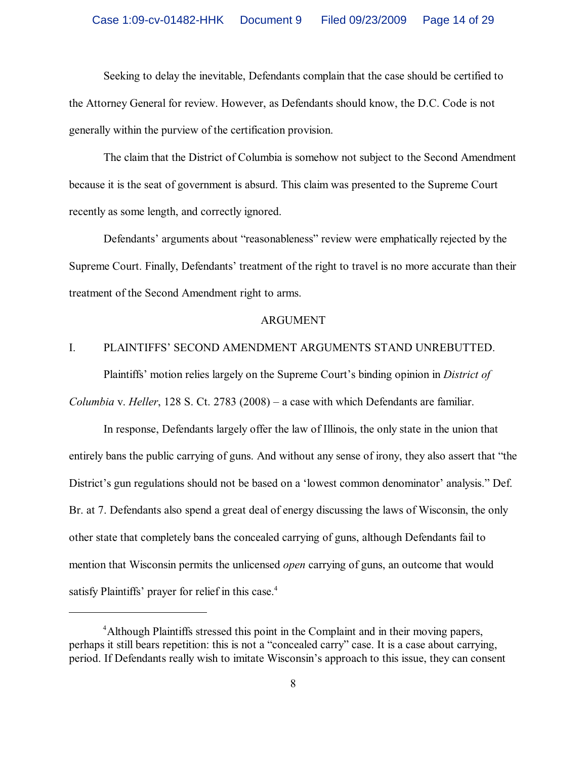Seeking to delay the inevitable, Defendants complain that the case should be certified to the Attorney General for review. However, as Defendants should know, the D.C. Code is not generally within the purview of the certification provision.

The claim that the District of Columbia is somehow not subject to the Second Amendment because it is the seat of government is absurd. This claim was presented to the Supreme Court recently as some length, and correctly ignored.

Defendants' arguments about "reasonableness" review were emphatically rejected by the Supreme Court. Finally, Defendants' treatment of the right to travel is no more accurate than their treatment of the Second Amendment right to arms.

## ARGUMENT

### I. PLAINTIFFS' SECOND AMENDMENT ARGUMENTS STAND UNREBUTTED.

Plaintiffs' motion relies largely on the Supreme Court's binding opinion in *District of Columbia* v. *Heller*, 128 S. Ct. 2783 (2008) – a case with which Defendants are familiar.

In response, Defendants largely offer the law of Illinois, the only state in the union that entirely bans the public carrying of guns. And without any sense of irony, they also assert that "the District's gun regulations should not be based on a 'lowest common denominator' analysis." Def. Br. at 7. Defendants also spend a great deal of energy discussing the laws of Wisconsin, the only other state that completely bans the concealed carrying of guns, although Defendants fail to mention that Wisconsin permits the unlicensed *open* carrying of guns, an outcome that would satisfy Plaintiffs' prayer for relief in this case.[4]

---

[4]Although Plaintiffs stressed this point in the Complaint and in their moving papers, perhaps it still bears repetition: this is not a "concealed carry" case. It is a case about carrying, period. If Defendants really wish to imitate Wisconsin's approach to this issue, they can consent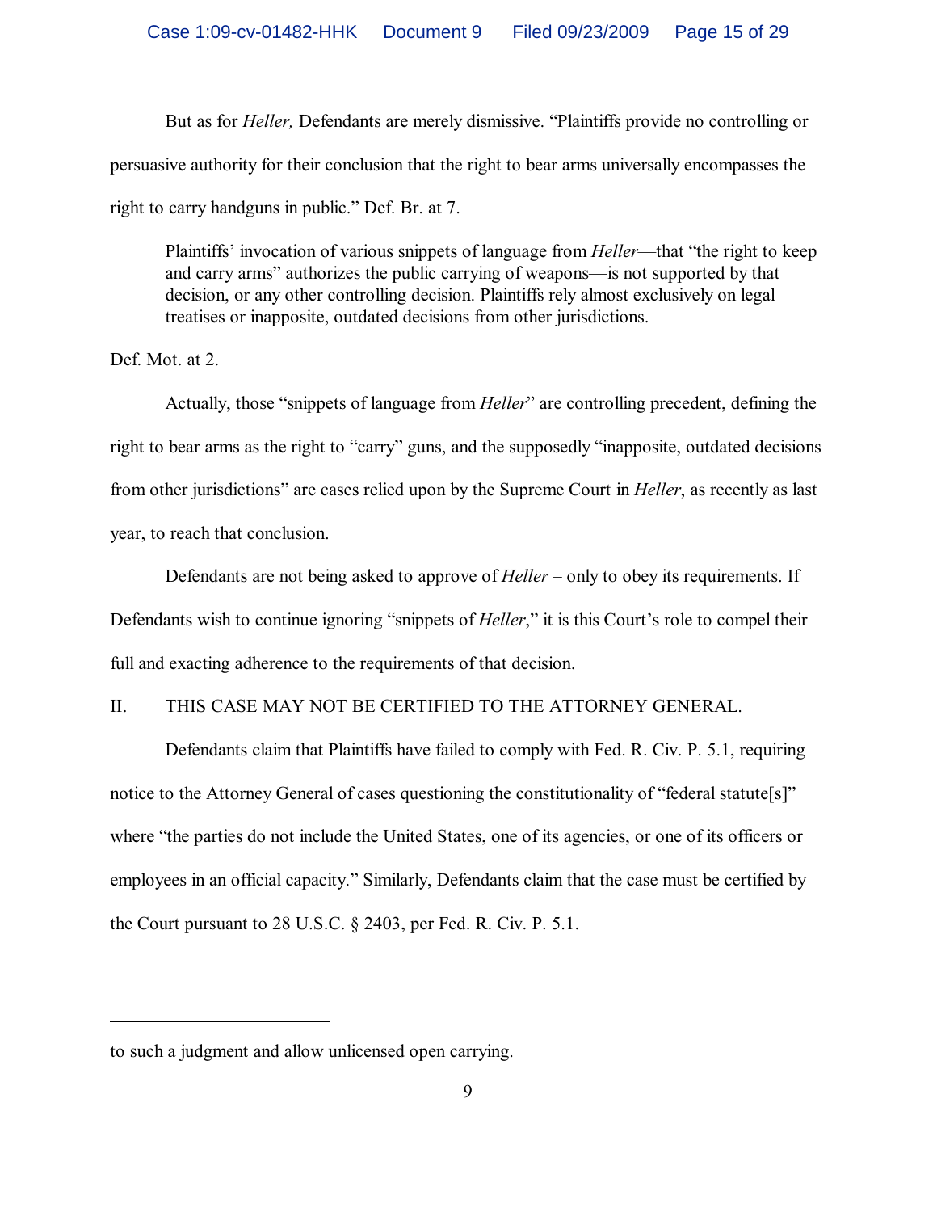But as for *Heller,* Defendants are merely dismissive. "Plaintiffs provide no controlling or persuasive authority for their conclusion that the right to bear arms universally encompasses the right to carry handguns in public." Def. Br. at 7.

> Plaintiffs' invocation of various snippets of language from *Heller*—that "the right to keep and carry arms" authorizes the public carrying of weapons—is not supported by that decision, or any other controlling decision. Plaintiffs rely almost exclusively on legal treatises or inapposite, outdated decisions from other jurisdictions.

Def. Mot. at 2.

Actually, those "snippets of language from *Heller*" are controlling precedent, defining the right to bear arms as the right to "carry" guns, and the supposedly "inapposite, outdated decisions from other jurisdictions" are cases relied upon by the Supreme Court in *Heller*, as recently as last year, to reach that conclusion.

Defendants are not being asked to approve of *Heller* – only to obey its requirements. If Defendants wish to continue ignoring "snippets of *Heller*," it is this Court's role to compel their full and exacting adherence to the requirements of that decision.

## II. THIS CASE MAY NOT BE CERTIFIED TO THE ATTORNEY GENERAL.

Defendants claim that Plaintiffs have failed to comply with Fed. R. Civ. P. 5.1, requiring notice to the Attorney General of cases questioning the constitutionality of "federal statute[s]" where "the parties do not include the United States, one of its agencies, or one of its officers or employees in an official capacity." Similarly, Defendants claim that the case must be certified by the Court pursuant to 28 U.S.C. § 2403, per Fed. R. Civ. P. 5.1.

---

to such a judgment and allow unlicensed open carrying.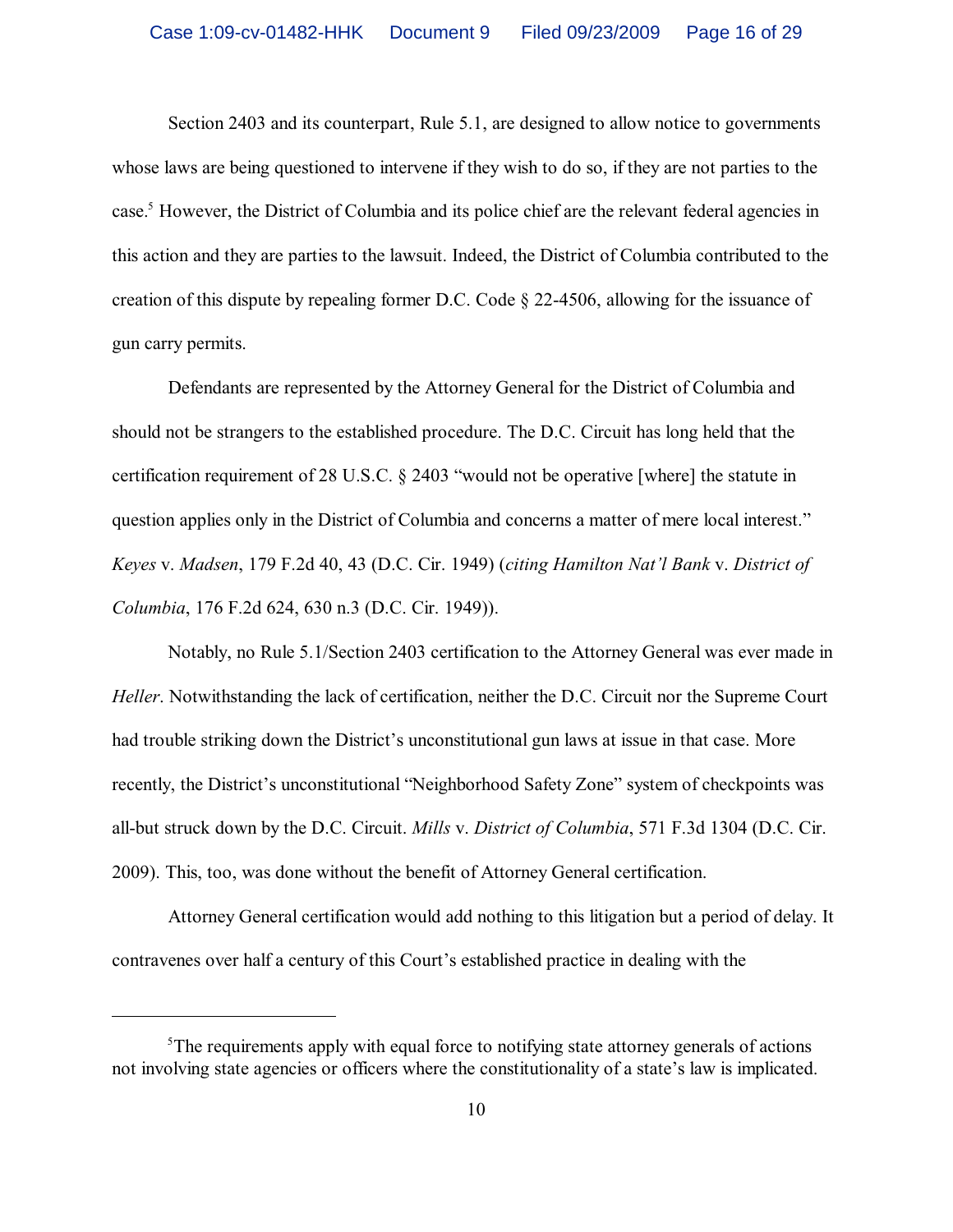Section 2403 and its counterpart, Rule 5.1, are designed to allow notice to governments whose laws are being questioned to intervene if they wish to do so, if they are not parties to the case.[5] However, the District of Columbia and its police chief are the relevant federal agencies in this action and they are parties to the lawsuit. Indeed, the District of Columbia contributed to the creation of this dispute by repealing former D.C. Code § 22-4506, allowing for the issuance of gun carry permits.

Defendants are represented by the Attorney General for the District of Columbia and should not be strangers to the established procedure. The D.C. Circuit has long held that the certification requirement of 28 U.S.C. § 2403 "would not be operative [where] the statute in question applies only in the District of Columbia and concerns a matter of mere local interest." *Keyes* v. *Madsen*, 179 F.2d 40, 43 (D.C. Cir. 1949) (*citing Hamilton Nat'l Bank* v. *District of Columbia*, 176 F.2d 624, 630 n.3 (D.C. Cir. 1949)).

Notably, no Rule 5.1/Section 2403 certification to the Attorney General was ever made in *Heller*. Notwithstanding the lack of certification, neither the D.C. Circuit nor the Supreme Court had trouble striking down the District's unconstitutional gun laws at issue in that case. More recently, the District's unconstitutional "Neighborhood Safety Zone" system of checkpoints was all-but struck down by the D.C. Circuit. *Mills* v. *District of Columbia*, 571 F.3d 1304 (D.C. Cir. 2009). This, too, was done without the benefit of Attorney General certification.

Attorney General certification would add nothing to this litigation but a period of delay. It contravenes over half a century of this Court's established practice in dealing with the

---

[5] The requirements apply with equal force to notifying state attorney generals of actions not involving state agencies or officers where the constitutionality of a state's law is implicated.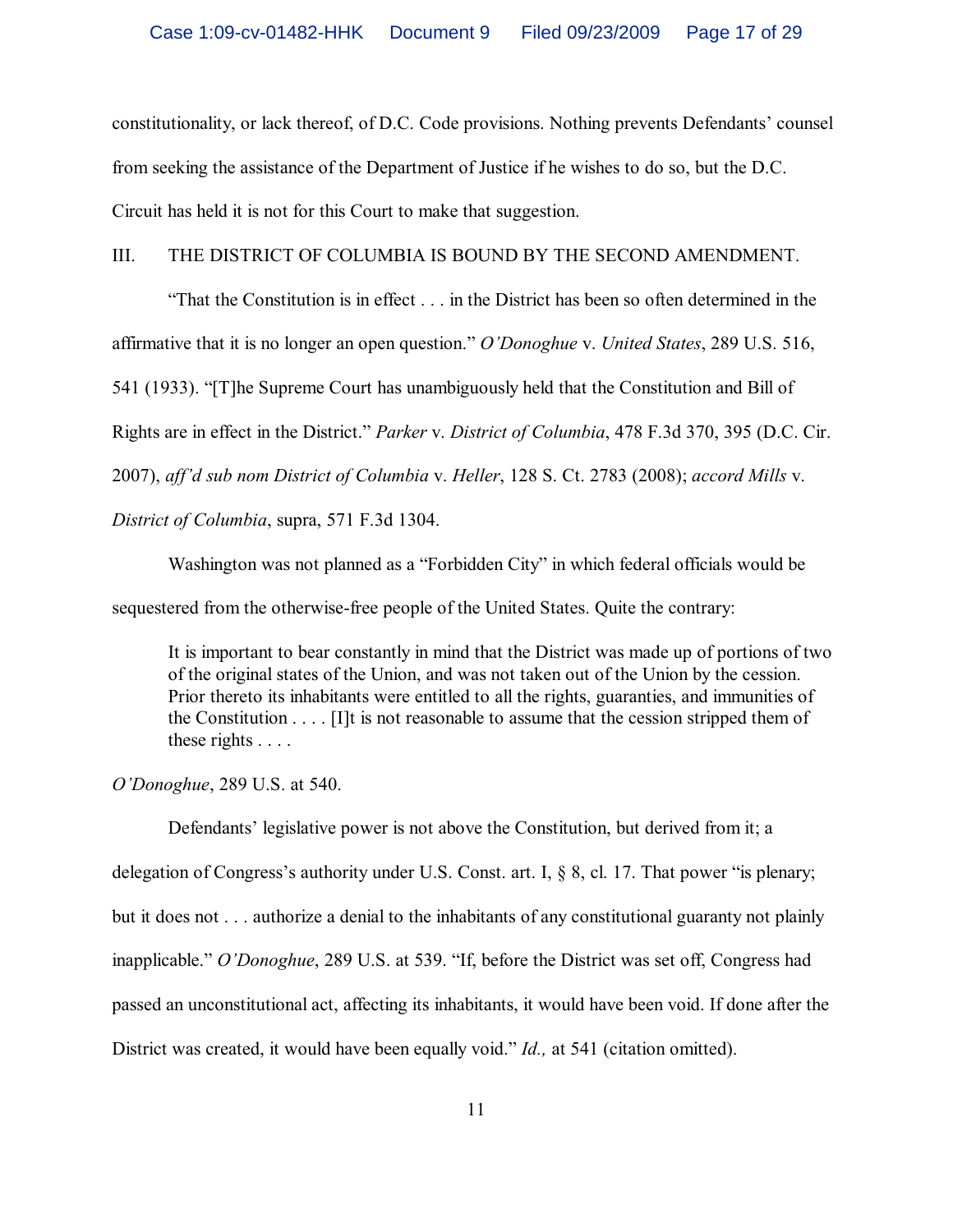constitutionality, or lack thereof, of D.C. Code provisions. Nothing prevents Defendants' counsel from seeking the assistance of the Department of Justice if he wishes to do so, but the D.C. Circuit has held it is not for this Court to make that suggestion.

## III. THE DISTRICT OF COLUMBIA IS BOUND BY THE SECOND AMENDMENT.

"That the Constitution is in effect . . . in the District has been so often determined in the affirmative that it is no longer an open question." *O'Donoghue* v. *United States*, 289 U.S. 516, 541 (1933). "[T]he Supreme Court has unambiguously held that the Constitution and Bill of Rights are in effect in the District." *Parker* v. *District of Columbia*, 478 F.3d 370, 395 (D.C. Cir. 2007), *aff'd sub nom District of Columbia* v. *Heller*, 128 S. Ct. 2783 (2008); *accord Mills* v. *District of Columbia*, supra, 571 F.3d 1304.

Washington was not planned as a "Forbidden City" in which federal officials would be sequestered from the otherwise-free people of the United States. Quite the contrary:

> It is important to bear constantly in mind that the District was made up of portions of two of the original states of the Union, and was not taken out of the Union by the cession. Prior thereto its inhabitants were entitled to all the rights, guaranties, and immunities of the Constitution . . . . [I]t is not reasonable to assume that the cession stripped them of these rights . . . .

*O'Donoghue*, 289 U.S. at 540.

Defendants' legislative power is not above the Constitution, but derived from it; a delegation of Congress's authority under U.S. Const. art. I, § 8, cl. 17. That power "is plenary; but it does not . . . authorize a denial to the inhabitants of any constitutional guaranty not plainly inapplicable." *O'Donoghue*, 289 U.S. at 539. "If, before the District was set off, Congress had passed an unconstitutional act, affecting its inhabitants, it would have been void. If done after the District was created, it would have been equally void." *Id.,* at 541 (citation omitted).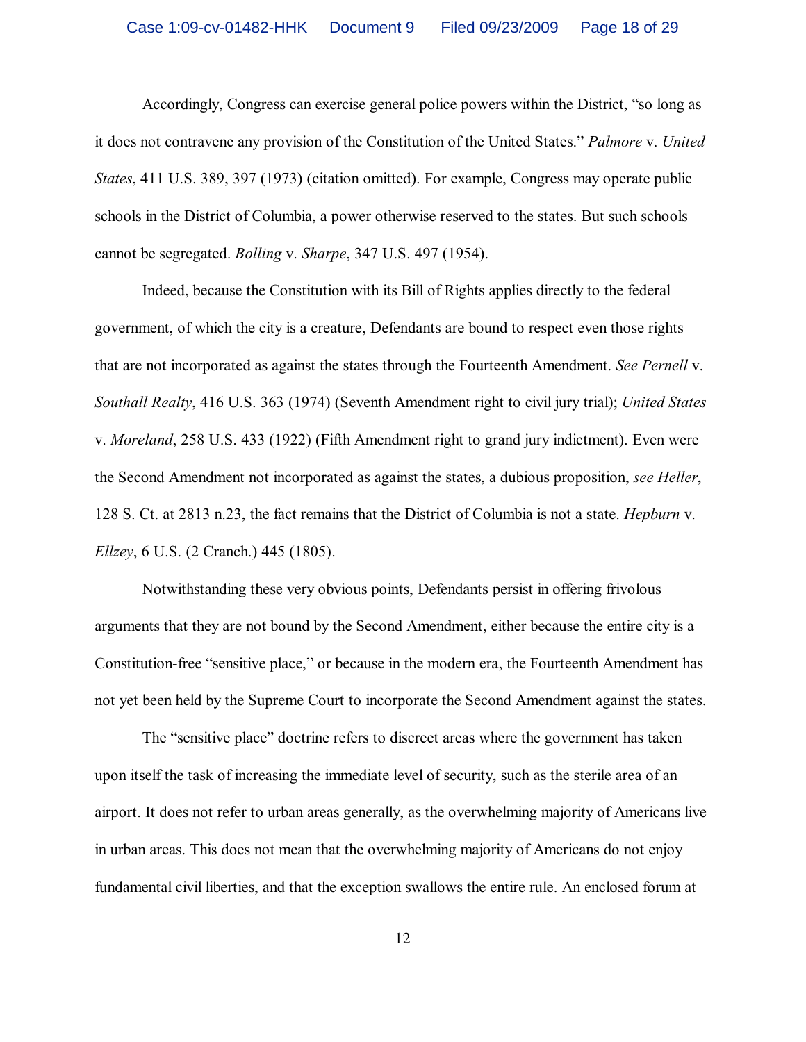Accordingly, Congress can exercise general police powers within the District, "so long as it does not contravene any provision of the Constitution of the United States." *Palmore* v. *United States*, 411 U.S. 389, 397 (1973) (citation omitted). For example, Congress may operate public schools in the District of Columbia, a power otherwise reserved to the states. But such schools cannot be segregated. *Bolling* v. *Sharpe*, 347 U.S. 497 (1954).

Indeed, because the Constitution with its Bill of Rights applies directly to the federal government, of which the city is a creature, Defendants are bound to respect even those rights that are not incorporated as against the states through the Fourteenth Amendment. *See Pernell* v. *Southall Realty*, 416 U.S. 363 (1974) (Seventh Amendment right to civil jury trial); *United States* v. *Moreland*, 258 U.S. 433 (1922) (Fifth Amendment right to grand jury indictment). Even were the Second Amendment not incorporated as against the states, a dubious proposition, *see Heller*, 128 S. Ct. at 2813 n.23, the fact remains that the District of Columbia is not a state. *Hepburn* v. *Ellzey*, 6 U.S. (2 Cranch.) 445 (1805).

Notwithstanding these very obvious points, Defendants persist in offering frivolous arguments that they are not bound by the Second Amendment, either because the entire city is a Constitution-free "sensitive place," or because in the modern era, the Fourteenth Amendment has not yet been held by the Supreme Court to incorporate the Second Amendment against the states.

The "sensitive place" doctrine refers to discreet areas where the government has taken upon itself the task of increasing the immediate level of security, such as the sterile area of an airport. It does not refer to urban areas generally, as the overwhelming majority of Americans live in urban areas. This does not mean that the overwhelming majority of Americans do not enjoy fundamental civil liberties, and that the exception swallows the entire rule. An enclosed forum at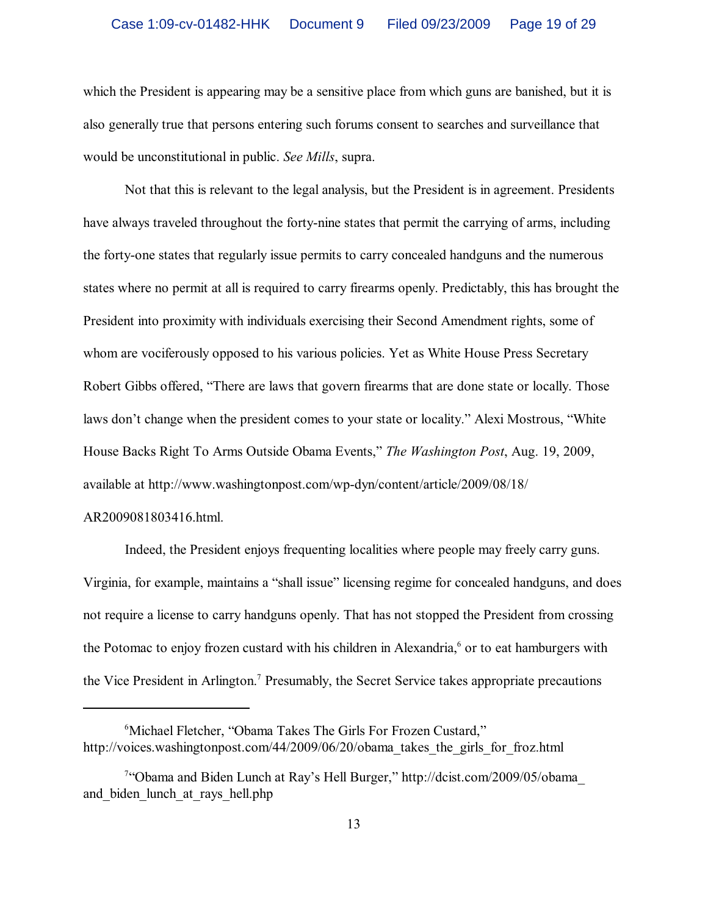which the President is appearing may be a sensitive place from which guns are banished, but it is also generally true that persons entering such forums consent to searches and surveillance that would be unconstitutional in public. *See Mills*, supra.

Not that this is relevant to the legal analysis, but the President is in agreement. Presidents have always traveled throughout the forty-nine states that permit the carrying of arms, including the forty-one states that regularly issue permits to carry concealed handguns and the numerous states where no permit at all is required to carry firearms openly. Predictably, this has brought the President into proximity with individuals exercising their Second Amendment rights, some of whom are vociferously opposed to his various policies. Yet as White House Press Secretary Robert Gibbs offered, "There are laws that govern firearms that are done state or locally. Those laws don't change when the president comes to your state or locality." Alexi Mostrous, "White House Backs Right To Arms Outside Obama Events," *The Washington Post*, Aug. 19, 2009, available at http://www.washingtonpost.com/wp-dyn/content/article/2009/08/18/AR2009081803416.html.

Indeed, the President enjoys frequenting localities where people may freely carry guns. Virginia, for example, maintains a "shall issue" licensing regime for concealed handguns, and does not require a license to carry handguns openly. That has not stopped the President from crossing the Potomac to enjoy frozen custard with his children in Alexandria,[6] or to eat hamburgers with the Vice President in Arlington.[7] Presumably, the Secret Service takes appropriate precautions

---

[6] Michael Fletcher, "Obama Takes The Girls For Frozen Custard," http://voices.washingtonpost.com/44/2009/06/20/obama_takes_the_girls_for_froz.html

[7] "Obama and Biden Lunch at Ray's Hell Burger," http://dcist.com/2009/05/obama_and_biden_lunch_at_rays_hell.php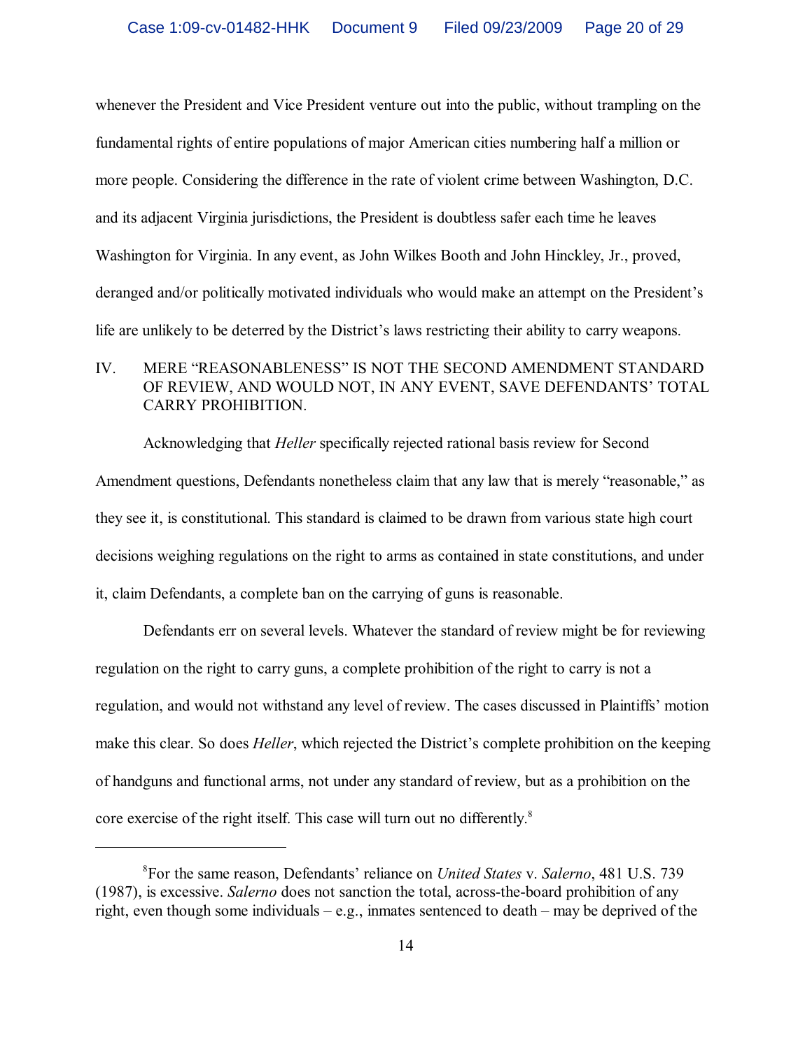whenever the President and Vice President venture out into the public, without trampling on the fundamental rights of entire populations of major American cities numbering half a million or more people. Considering the difference in the rate of violent crime between Washington, D.C. and its adjacent Virginia jurisdictions, the President is doubtless safer each time he leaves Washington for Virginia. In any event, as John Wilkes Booth and John Hinckley, Jr., proved, deranged and/or politically motivated individuals who would make an attempt on the President's life are unlikely to be deterred by the District's laws restricting their ability to carry weapons.

## IV. MERE "REASONABLENESS" IS NOT THE SECOND AMENDMENT STANDARD OF REVIEW, AND WOULD NOT, IN ANY EVENT, SAVE DEFENDANTS' TOTAL CARRY PROHIBITION.

Acknowledging that *Heller* specifically rejected rational basis review for Second Amendment questions, Defendants nonetheless claim that any law that is merely "reasonable," as they see it, is constitutional. This standard is claimed to be drawn from various state high court decisions weighing regulations on the right to arms as contained in state constitutions, and under it, claim Defendants, a complete ban on the carrying of guns is reasonable.

Defendants err on several levels. Whatever the standard of review might be for reviewing regulation on the right to carry guns, a complete prohibition of the right to carry is not a regulation, and would not withstand any level of review. The cases discussed in Plaintiffs' motion make this clear. So does *Heller*, which rejected the District's complete prohibition on the keeping of handguns and functional arms, not under any standard of review, but as a prohibition on the core exercise of the right itself. This case will turn out no differently.[8]

---

[8]For the same reason, Defendants' reliance on *United States* v. *Salerno*, 481 U.S. 739 (1987), is excessive. *Salerno* does not sanction the total, across-the-board prohibition of any right, even though some individuals – e.g., inmates sentenced to death – may be deprived of the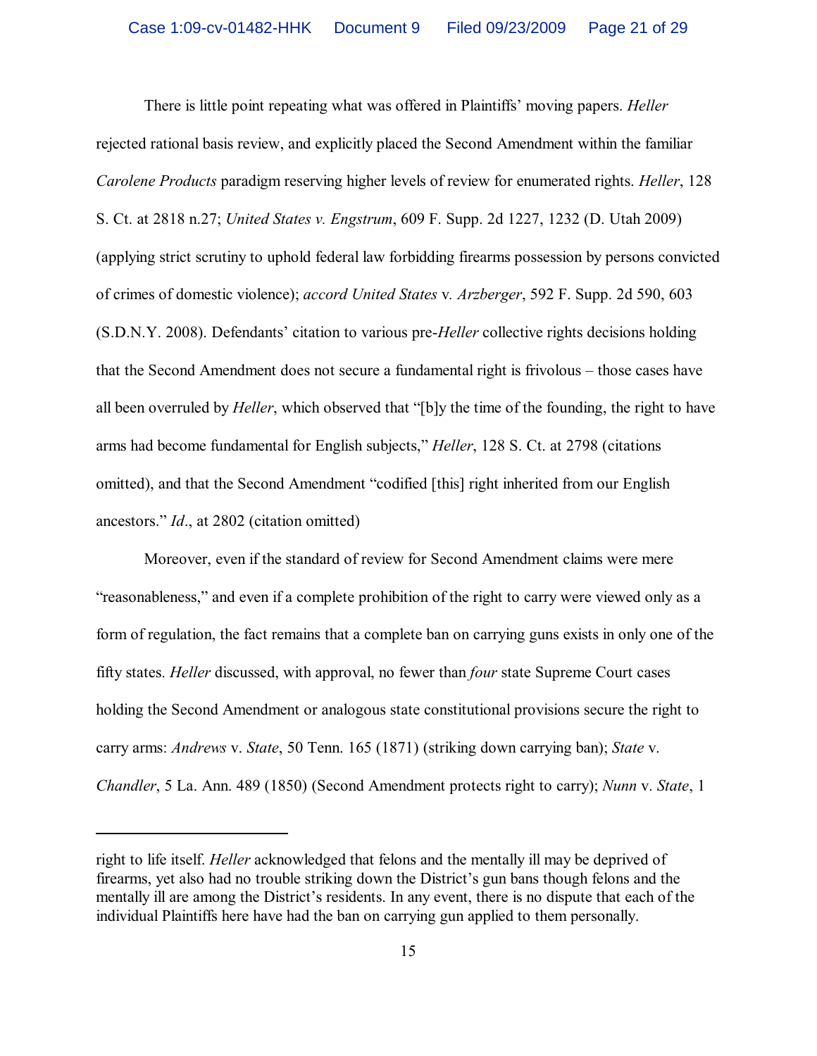There is little point repeating what was offered in Plaintiffs' moving papers. *Heller* rejected rational basis review, and explicitly placed the Second Amendment within the familiar *Carolene Products* paradigm reserving higher levels of review for enumerated rights. *Heller*, 128 S. Ct. at 2818 n.27; *United States v. Engstrum*, 609 F. Supp. 2d 1227, 1232 (D. Utah 2009) (applying strict scrutiny to uphold federal law forbidding firearms possession by persons convicted of crimes of domestic violence); *accord United States* v. *Arzberger*, 592 F. Supp. 2d 590, 603 (S.D.N.Y. 2008). Defendants' citation to various pre-*Heller* collective rights decisions holding that the Second Amendment does not secure a fundamental right is frivolous – those cases have all been overruled by *Heller*, which observed that "[b]y the time of the founding, the right to have arms had become fundamental for English subjects," *Heller*, 128 S. Ct. at 2798 (citations omitted), and that the Second Amendment "codified [this] right inherited from our English ancestors." *Id*., at 2802 (citation omitted)

Moreover, even if the standard of review for Second Amendment claims were mere "reasonableness," and even if a complete prohibition of the right to carry were viewed only as a form of regulation, the fact remains that a complete ban on carrying guns exists in only one of the fifty states. *Heller* discussed, with approval, no fewer than *four* state Supreme Court cases holding the Second Amendment or analogous state constitutional provisions secure the right to carry arms: *Andrews* v. *State*, 50 Tenn. 165 (1871) (striking down carrying ban); *State* v. *Chandler*, 5 La. Ann. 489 (1850) (Second Amendment protects right to carry); *Nunn* v. *State*, 1

---

right to life itself. *Heller* acknowledged that felons and the mentally ill may be deprived of firearms, yet also had no trouble striking down the District's gun bans though felons and the mentally ill are among the District's residents. In any event, there is no dispute that each of the individual Plaintiffs here have had the ban on carrying gun applied to them personally.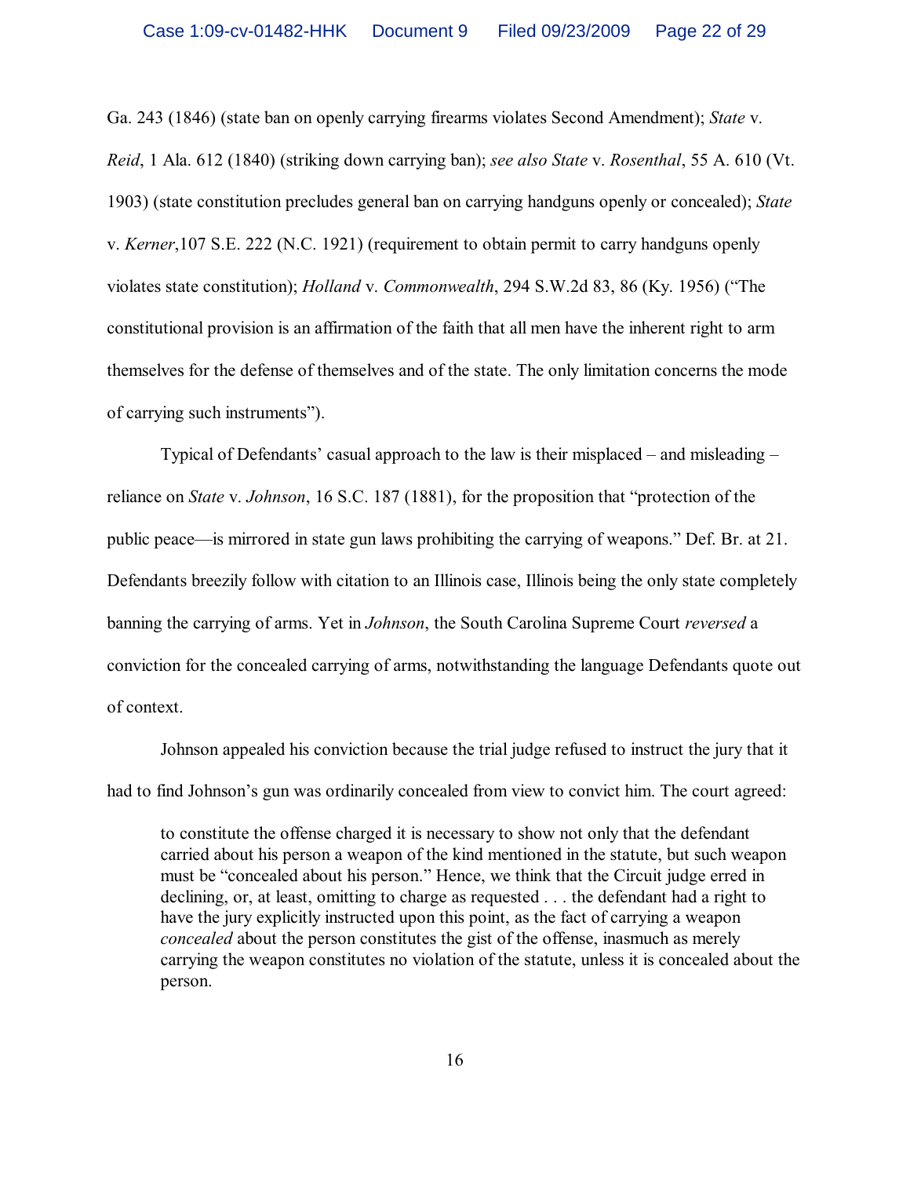Ga. 243 (1846) (state ban on openly carrying firearms violates Second Amendment); *State* v. *Reid*, 1 Ala. 612 (1840) (striking down carrying ban); *see also State* v. *Rosenthal*, 55 A. 610 (Vt. 1903) (state constitution precludes general ban on carrying handguns openly or concealed); *State* v. *Kerner*,107 S.E. 222 (N.C. 1921) (requirement to obtain permit to carry handguns openly violates state constitution); *Holland* v. *Commonwealth*, 294 S.W.2d 83, 86 (Ky. 1956) ("The constitutional provision is an affirmation of the faith that all men have the inherent right to arm themselves for the defense of themselves and of the state. The only limitation concerns the mode of carrying such instruments").

Typical of Defendants' casual approach to the law is their misplaced – and misleading – reliance on *State* v. *Johnson*, 16 S.C. 187 (1881), for the proposition that "protection of the public peace—is mirrored in state gun laws prohibiting the carrying of weapons." Def. Br. at 21. Defendants breezily follow with citation to an Illinois case, Illinois being the only state completely banning the carrying of arms. Yet in *Johnson*, the South Carolina Supreme Court *reversed* a conviction for the concealed carrying of arms, notwithstanding the language Defendants quote out of context.

Johnson appealed his conviction because the trial judge refused to instruct the jury that it had to find Johnson's gun was ordinarily concealed from view to convict him. The court agreed:

> to constitute the offense charged it is necessary to show not only that the defendant carried about his person a weapon of the kind mentioned in the statute, but such weapon must be "concealed about his person." Hence, we think that the Circuit judge erred in declining, or, at least, omitting to charge as requested . . . the defendant had a right to have the jury explicitly instructed upon this point, as the fact of carrying a weapon *concealed* about the person constitutes the gist of the offense, inasmuch as merely carrying the weapon constitutes no violation of the statute, unless it is concealed about the person.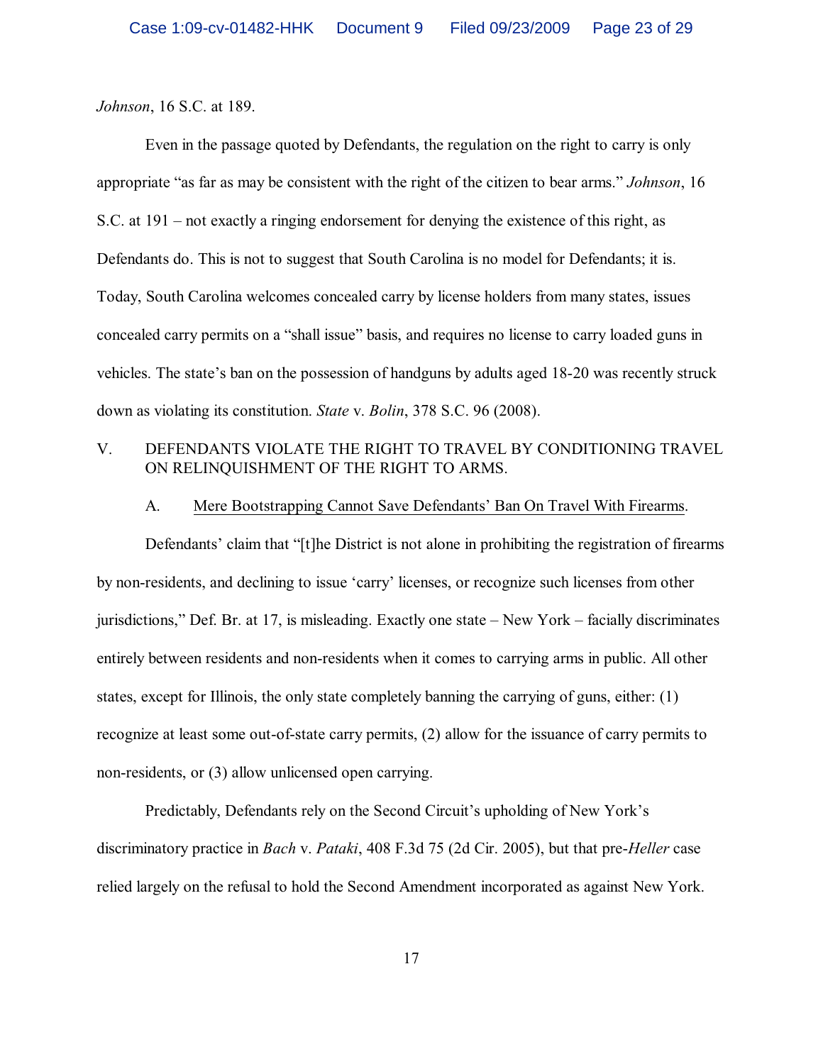*Johnson*, 16 S.C. at 189.

Even in the passage quoted by Defendants, the regulation on the right to carry is only appropriate "as far as may be consistent with the right of the citizen to bear arms." *Johnson*, 16 S.C. at 191 – not exactly a ringing endorsement for denying the existence of this right, as Defendants do. This is not to suggest that South Carolina is no model for Defendants; it is. Today, South Carolina welcomes concealed carry by license holders from many states, issues concealed carry permits on a "shall issue" basis, and requires no license to carry loaded guns in vehicles. The state's ban on the possession of handguns by adults aged 18-20 was recently struck down as violating its constitution. *State* v. *Bolin*, 378 S.C. 96 (2008).

## V. DEFENDANTS VIOLATE THE RIGHT TO TRAVEL BY CONDITIONING TRAVEL ON RELINQUISHMENT OF THE RIGHT TO ARMS.

### A. Mere Bootstrapping Cannot Save Defendants' Ban On Travel With Firearms.

Defendants' claim that "[t]he District is not alone in prohibiting the registration of firearms by non-residents, and declining to issue 'carry' licenses, or recognize such licenses from other jurisdictions," Def. Br. at 17, is misleading. Exactly one state – New York – facially discriminates entirely between residents and non-residents when it comes to carrying arms in public. All other states, except for Illinois, the only state completely banning the carrying of guns, either: (1) recognize at least some out-of-state carry permits, (2) allow for the issuance of carry permits to non-residents, or (3) allow unlicensed open carrying.

Predictably, Defendants rely on the Second Circuit's upholding of New York's discriminatory practice in *Bach* v. *Pataki*, 408 F.3d 75 (2d Cir. 2005), but that pre-*Heller* case relied largely on the refusal to hold the Second Amendment incorporated as against New York.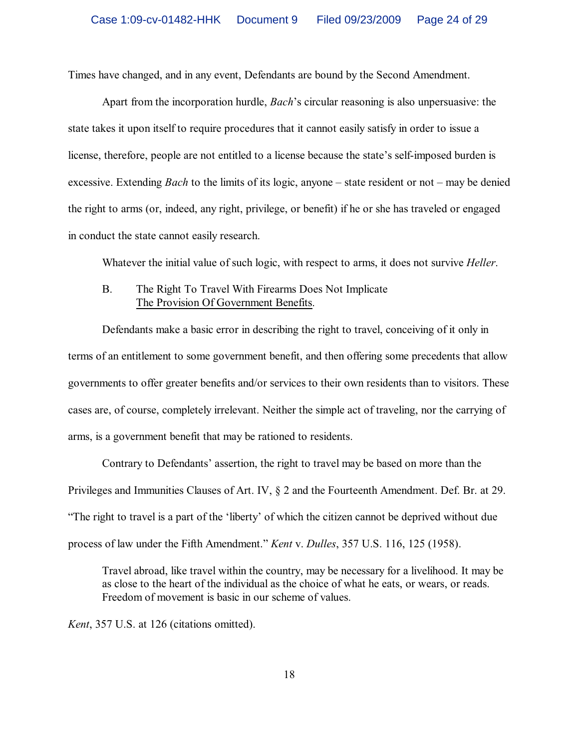Times have changed, and in any event, Defendants are bound by the Second Amendment.

Apart from the incorporation hurdle, *Bach*'s circular reasoning is also unpersuasive: the state takes it upon itself to require procedures that it cannot easily satisfy in order to issue a license, therefore, people are not entitled to a license because the state's self-imposed burden is excessive. Extending *Bach* to the limits of its logic, anyone – state resident or not – may be denied the right to arms (or, indeed, any right, privilege, or benefit) if he or she has traveled or engaged in conduct the state cannot easily research.

Whatever the initial value of such logic, with respect to arms, it does not survive *Heller*.

### B. The Right To Travel With Firearms Does Not Implicate The Provision Of Government Benefits.

Defendants make a basic error in describing the right to travel, conceiving of it only in terms of an entitlement to some government benefit, and then offering some precedents that allow governments to offer greater benefits and/or services to their own residents than to visitors. These cases are, of course, completely irrelevant. Neither the simple act of traveling, nor the carrying of arms, is a government benefit that may be rationed to residents.

Contrary to Defendants' assertion, the right to travel may be based on more than the Privileges and Immunities Clauses of Art. IV, § 2 and the Fourteenth Amendment. Def. Br. at 29. "The right to travel is a part of the 'liberty' of which the citizen cannot be deprived without due process of law under the Fifth Amendment." *Kent* v. *Dulles*, 357 U.S. 116, 125 (1958).

> Travel abroad, like travel within the country, may be necessary for a livelihood. It may be as close to the heart of the individual as the choice of what he eats, or wears, or reads. Freedom of movement is basic in our scheme of values.

*Kent*, 357 U.S. at 126 (citations omitted).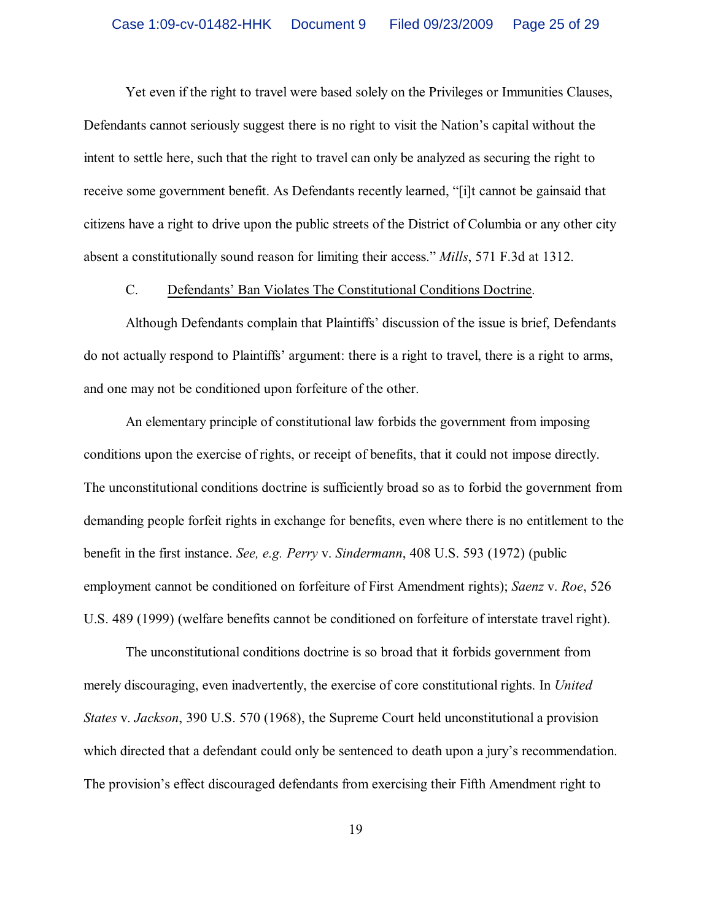Yet even if the right to travel were based solely on the Privileges or Immunities Clauses, Defendants cannot seriously suggest there is no right to visit the Nation's capital without the intent to settle here, such that the right to travel can only be analyzed as securing the right to receive some government benefit. As Defendants recently learned, "[i]t cannot be gainsaid that citizens have a right to drive upon the public streets of the District of Columbia or any other city absent a constitutionally sound reason for limiting their access." *Mills*, 571 F.3d at 1312.

C. Defendants' Ban Violates The Constitutional Conditions Doctrine.

Although Defendants complain that Plaintiffs' discussion of the issue is brief, Defendants do not actually respond to Plaintiffs' argument: there is a right to travel, there is a right to arms, and one may not be conditioned upon forfeiture of the other.

An elementary principle of constitutional law forbids the government from imposing conditions upon the exercise of rights, or receipt of benefits, that it could not impose directly. The unconstitutional conditions doctrine is sufficiently broad so as to forbid the government from demanding people forfeit rights in exchange for benefits, even where there is no entitlement to the benefit in the first instance. *See, e.g. Perry* v. *Sindermann*, 408 U.S. 593 (1972) (public employment cannot be conditioned on forfeiture of First Amendment rights); *Saenz* v. *Roe*, 526 U.S. 489 (1999) (welfare benefits cannot be conditioned on forfeiture of interstate travel right).

The unconstitutional conditions doctrine is so broad that it forbids government from merely discouraging, even inadvertently, the exercise of core constitutional rights. In *United States* v. *Jackson*, 390 U.S. 570 (1968), the Supreme Court held unconstitutional a provision which directed that a defendant could only be sentenced to death upon a jury's recommendation. The provision's effect discouraged defendants from exercising their Fifth Amendment right to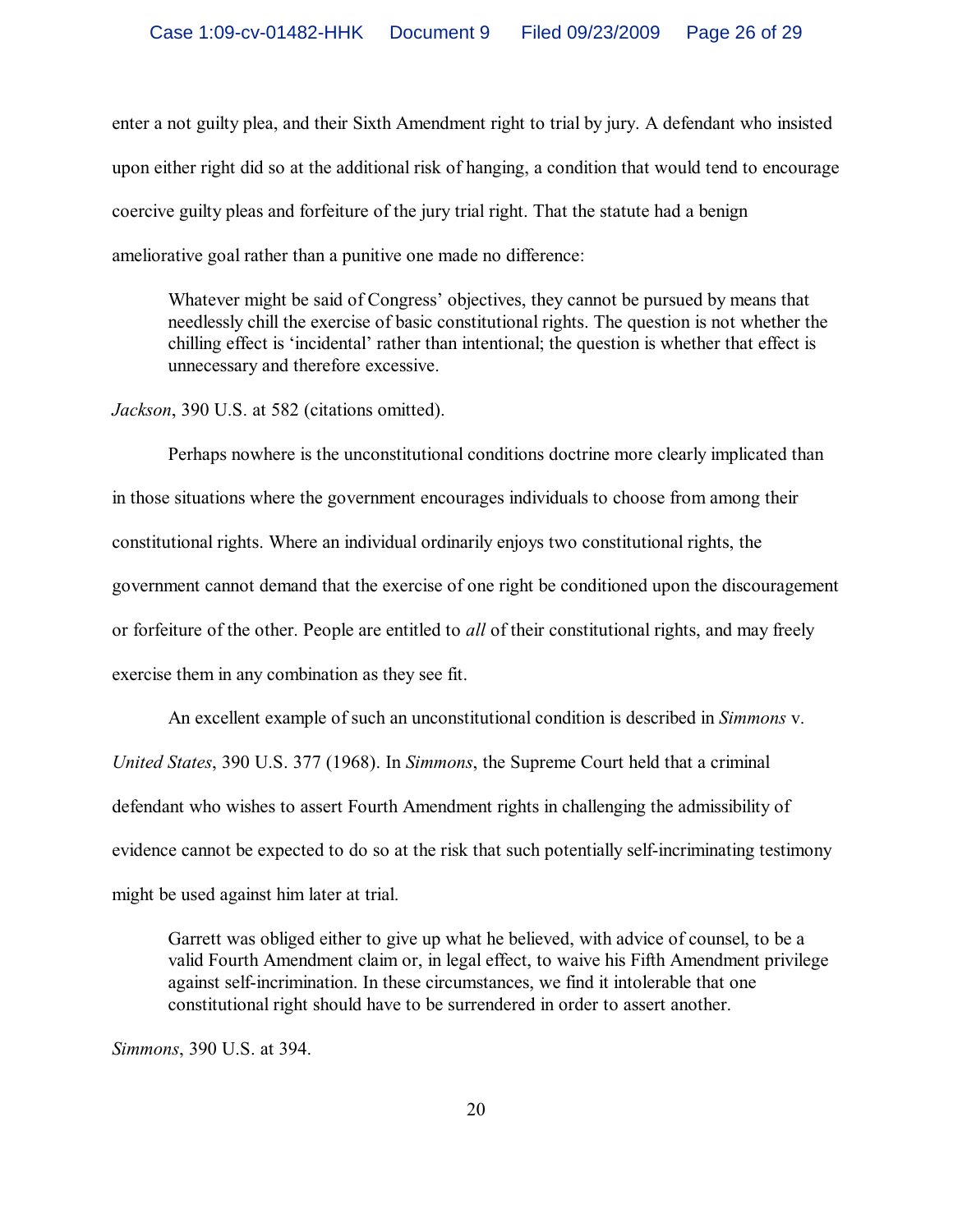enter a not guilty plea, and their Sixth Amendment right to trial by jury. A defendant who insisted upon either right did so at the additional risk of hanging, a condition that would tend to encourage coercive guilty pleas and forfeiture of the jury trial right. That the statute had a benign ameliorative goal rather than a punitive one made no difference:

> Whatever might be said of Congress' objectives, they cannot be pursued by means that needlessly chill the exercise of basic constitutional rights. The question is not whether the chilling effect is 'incidental' rather than intentional; the question is whether that effect is unnecessary and therefore excessive.

*Jackson*, 390 U.S. at 582 (citations omitted).

Perhaps nowhere is the unconstitutional conditions doctrine more clearly implicated than in those situations where the government encourages individuals to choose from among their constitutional rights. Where an individual ordinarily enjoys two constitutional rights, the government cannot demand that the exercise of one right be conditioned upon the discouragement or forfeiture of the other. People are entitled to *all* of their constitutional rights, and may freely exercise them in any combination as they see fit.

An excellent example of such an unconstitutional condition is described in *Simmons* v. *United States*, 390 U.S. 377 (1968). In *Simmons*, the Supreme Court held that a criminal defendant who wishes to assert Fourth Amendment rights in challenging the admissibility of evidence cannot be expected to do so at the risk that such potentially self-incriminating testimony might be used against him later at trial.

> Garrett was obliged either to give up what he believed, with advice of counsel, to be a valid Fourth Amendment claim or, in legal effect, to waive his Fifth Amendment privilege against self-incrimination. In these circumstances, we find it intolerable that one constitutional right should have to be surrendered in order to assert another.

*Simmons*, 390 U.S. at 394.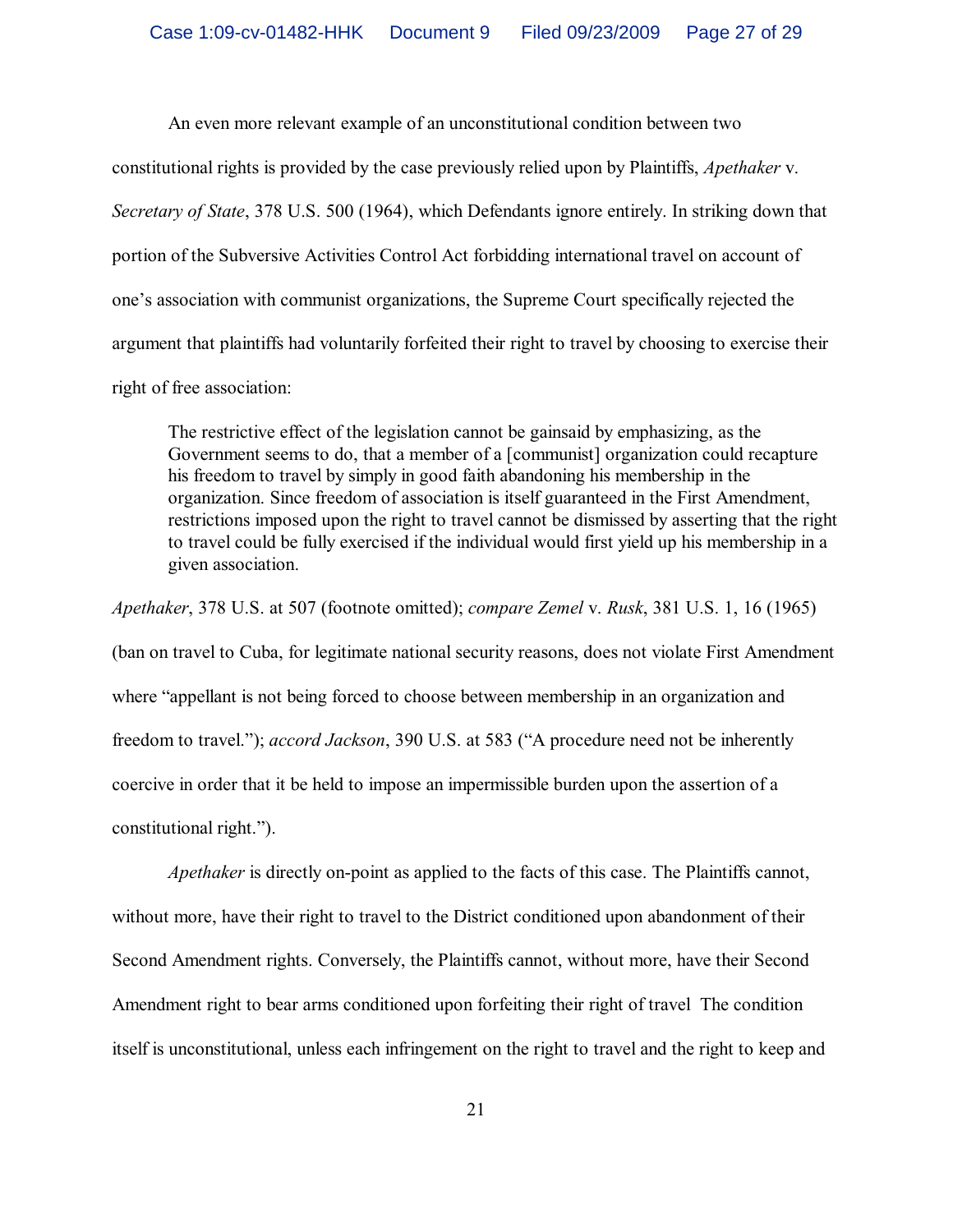An even more relevant example of an unconstitutional condition between two constitutional rights is provided by the case previously relied upon by Plaintiffs, *Apethaker* v. *Secretary of State*, 378 U.S. 500 (1964), which Defendants ignore entirely. In striking down that portion of the Subversive Activities Control Act forbidding international travel on account of one's association with communist organizations, the Supreme Court specifically rejected the argument that plaintiffs had voluntarily forfeited their right to travel by choosing to exercise their right of free association:

> The restrictive effect of the legislation cannot be gainsaid by emphasizing, as the Government seems to do, that a member of a [communist] organization could recapture his freedom to travel by simply in good faith abandoning his membership in the organization. Since freedom of association is itself guaranteed in the First Amendment, restrictions imposed upon the right to travel cannot be dismissed by asserting that the right to travel could be fully exercised if the individual would first yield up his membership in a given association.

*Apethaker*, 378 U.S. at 507 (footnote omitted); *compare Zemel* v. *Rusk*, 381 U.S. 1, 16 (1965) (ban on travel to Cuba, for legitimate national security reasons, does not violate First Amendment where "appellant is not being forced to choose between membership in an organization and freedom to travel."); *accord Jackson*, 390 U.S. at 583 ("A procedure need not be inherently coercive in order that it be held to impose an impermissible burden upon the assertion of a constitutional right.").

*Apethaker* is directly on-point as applied to the facts of this case. The Plaintiffs cannot, without more, have their right to travel to the District conditioned upon abandonment of their Second Amendment rights. Conversely, the Plaintiffs cannot, without more, have their Second Amendment right to bear arms conditioned upon forfeiting their right of travel The condition itself is unconstitutional, unless each infringement on the right to travel and the right to keep and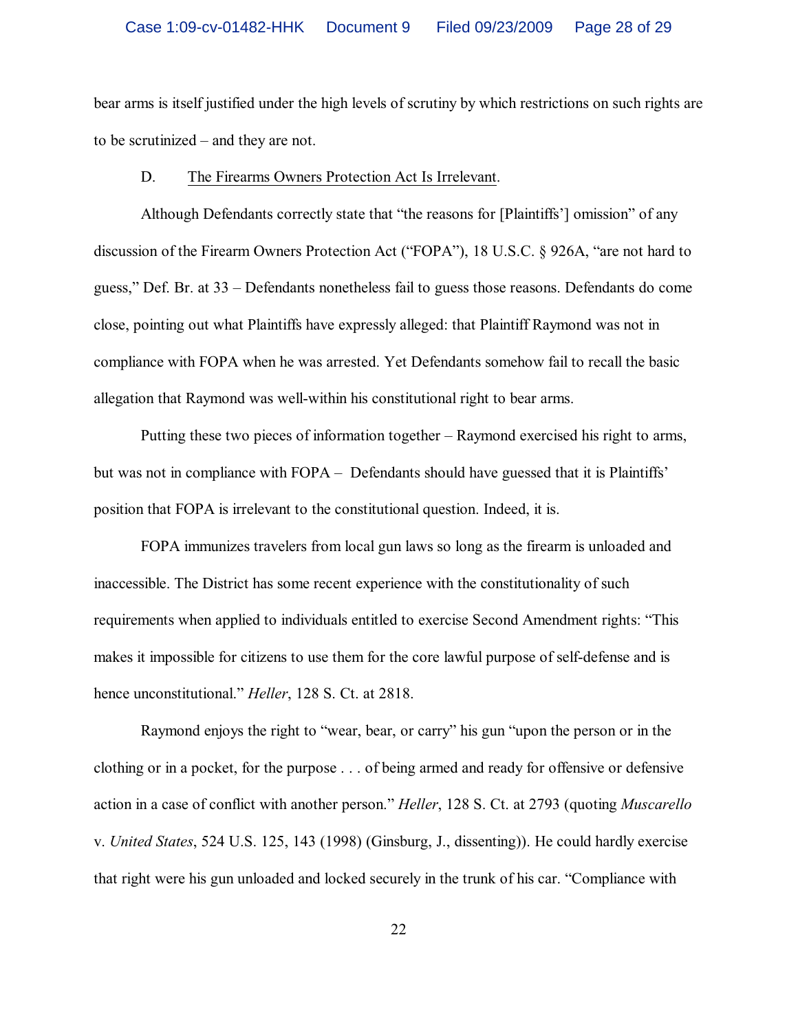bear arms is itself justified under the high levels of scrutiny by which restrictions on such rights are to be scrutinized – and they are not.

D. The Firearms Owners Protection Act Is Irrelevant.

Although Defendants correctly state that "the reasons for [Plaintiffs'] omission" of any discussion of the Firearm Owners Protection Act ("FOPA"), 18 U.S.C. § 926A, "are not hard to guess," Def. Br. at 33 – Defendants nonetheless fail to guess those reasons. Defendants do come close, pointing out what Plaintiffs have expressly alleged: that Plaintiff Raymond was not in compliance with FOPA when he was arrested. Yet Defendants somehow fail to recall the basic allegation that Raymond was well-within his constitutional right to bear arms.

Putting these two pieces of information together – Raymond exercised his right to arms, but was not in compliance with FOPA – Defendants should have guessed that it is Plaintiffs' position that FOPA is irrelevant to the constitutional question. Indeed, it is.

FOPA immunizes travelers from local gun laws so long as the firearm is unloaded and inaccessible. The District has some recent experience with the constitutionality of such requirements when applied to individuals entitled to exercise Second Amendment rights: "This makes it impossible for citizens to use them for the core lawful purpose of self-defense and is hence unconstitutional." *Heller*, 128 S. Ct. at 2818.

Raymond enjoys the right to "wear, bear, or carry" his gun "upon the person or in the clothing or in a pocket, for the purpose . . . of being armed and ready for offensive or defensive action in a case of conflict with another person." *Heller*, 128 S. Ct. at 2793 (quoting *Muscarello* v. *United States*, 524 U.S. 125, 143 (1998) (Ginsburg, J., dissenting)). He could hardly exercise that right were his gun unloaded and locked securely in the trunk of his car. "Compliance with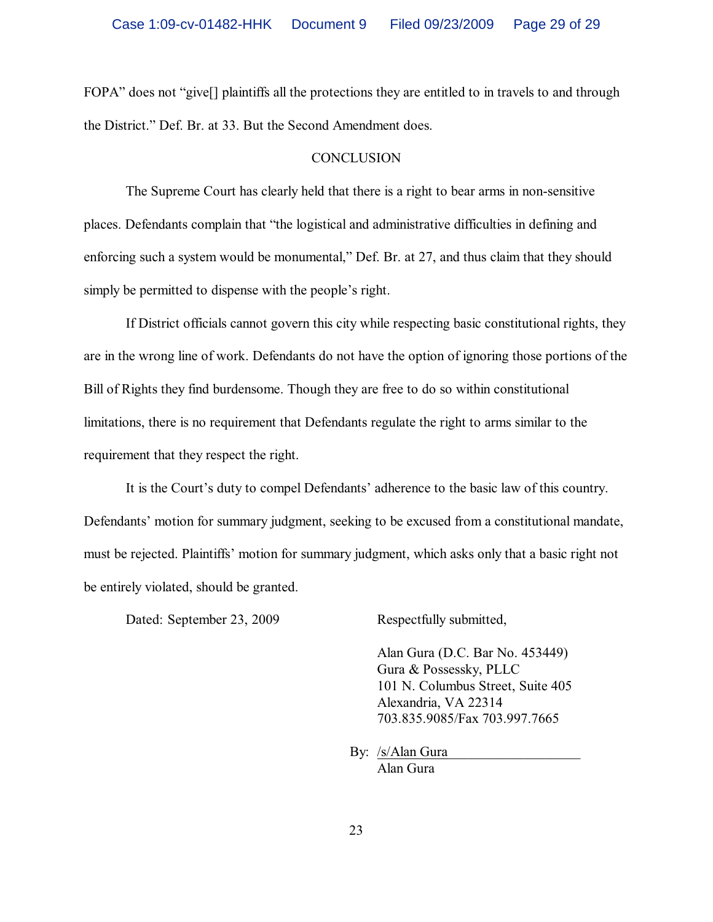FOPA" does not "give[] plaintiffs all the protections they are entitled to in travels to and through the District." Def. Br. at 33. But the Second Amendment does.

## CONCLUSION

The Supreme Court has clearly held that there is a right to bear arms in non-sensitive places. Defendants complain that "the logistical and administrative difficulties in defining and enforcing such a system would be monumental," Def. Br. at 27, and thus claim that they should simply be permitted to dispense with the people's right.

If District officials cannot govern this city while respecting basic constitutional rights, they are in the wrong line of work. Defendants do not have the option of ignoring those portions of the Bill of Rights they find burdensome. Though they are free to do so within constitutional limitations, there is no requirement that Defendants regulate the right to arms similar to the requirement that they respect the right.

It is the Court's duty to compel Defendants' adherence to the basic law of this country. Defendants' motion for summary judgment, seeking to be excused from a constitutional mandate, must be rejected. Plaintiffs' motion for summary judgment, which asks only that a basic right not be entirely violated, should be granted.

Dated: September 23, 2009

Respectfully submitted,

Alan Gura (D.C. Bar No. 453449)
Gura & Possessky, PLLC
101 N. Columbus Street, Suite 405
Alexandria, VA 22314
703.835.9085/Fax 703.997.7665

By: /s/Alan Gura
Alan Gura